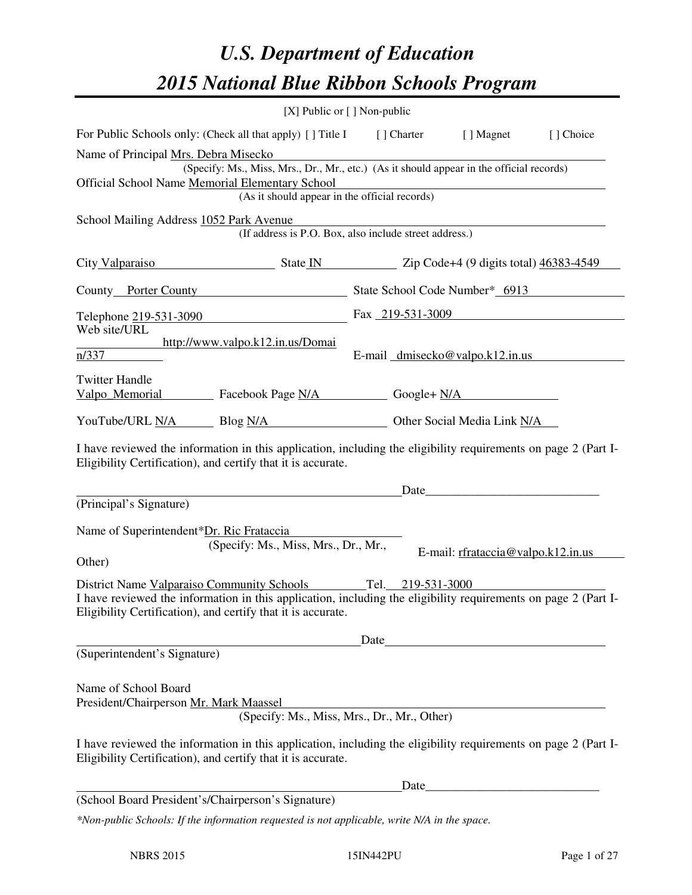# *U.S. Department of Education*

# *2015 National Blue Ribbon Schools Program*

[X] Public or [ ] Non-public

For Public Schools only: (Check all that apply) [ ] Title I [ ] Charter [ ] Magnet [ ] Choice

Name of Principal Mrs. Debra Misecko
(Specify: Ms., Miss, Mrs., Dr., Mr., etc.) (As it should appear in the official records)

Official School Name Memorial Elementary School
(As it should appear in the official records)

School Mailing Address 1052 Park Avenue
(If address is P.O. Box, also include street address.)

City Valparaiso State IN Zip Code+4 (9 digits total) 46383-4549

County Porter County State School Code Number* 6913

Telephone 219-531-3090 Fax 219-531-3009

Web site/URL http://www.valpo.k12.in.us/Domain/337 E-mail dmisecko@valpo.k12.in.us

Twitter Handle Valpo_Memorial Facebook Page N/A Google+ N/A

YouTube/URL N/A Blog N/A Other Social Media Link N/A

I have reviewed the information in this application, including the eligibility requirements on page 2 (Part I-Eligibility Certification), and certify that it is accurate.

\_\_\_\_\_\_\_\_\_\_\_\_\_\_\_\_\_\_\_\_\_\_\_\_\_\_\_\_\_\_ Date\_\_\_\_\_\_\_\_\_\_\_\_\_\_\_\_\_\_\_\_
(Principal's Signature)

Name of Superintendent*Dr. Ric Frataccia
(Specify: Ms., Miss, Mrs., Dr., Mr., Other)
E-mail: rfrataccia@valpo.k12.in.us

District Name Valparaiso Community Schools Tel. 219-531-3000

I have reviewed the information in this application, including the eligibility requirements on page 2 (Part I-Eligibility Certification), and certify that it is accurate.

\_\_\_\_\_\_\_\_\_\_\_\_\_\_\_\_\_\_\_\_\_\_\_\_\_\_\_\_\_\_ Date\_\_\_\_\_\_\_\_\_\_\_\_\_\_\_\_\_\_\_\_
(Superintendent's Signature)

Name of School Board
President/Chairperson Mr. Mark Maassel
(Specify: Ms., Miss, Mrs., Dr., Mr., Other)

I have reviewed the information in this application, including the eligibility requirements on page 2 (Part I-Eligibility Certification), and certify that it is accurate.

\_\_\_\_\_\_\_\_\_\_\_\_\_\_\_\_\_\_\_\_\_\_\_\_\_\_\_\_\_\_ Date\_\_\_\_\_\_\_\_\_\_\_\_\_\_\_\_\_\_\_\_
(School Board President's/Chairperson's Signature)

*\*Non-public Schools: If the information requested is not applicable, write N/A in the space.*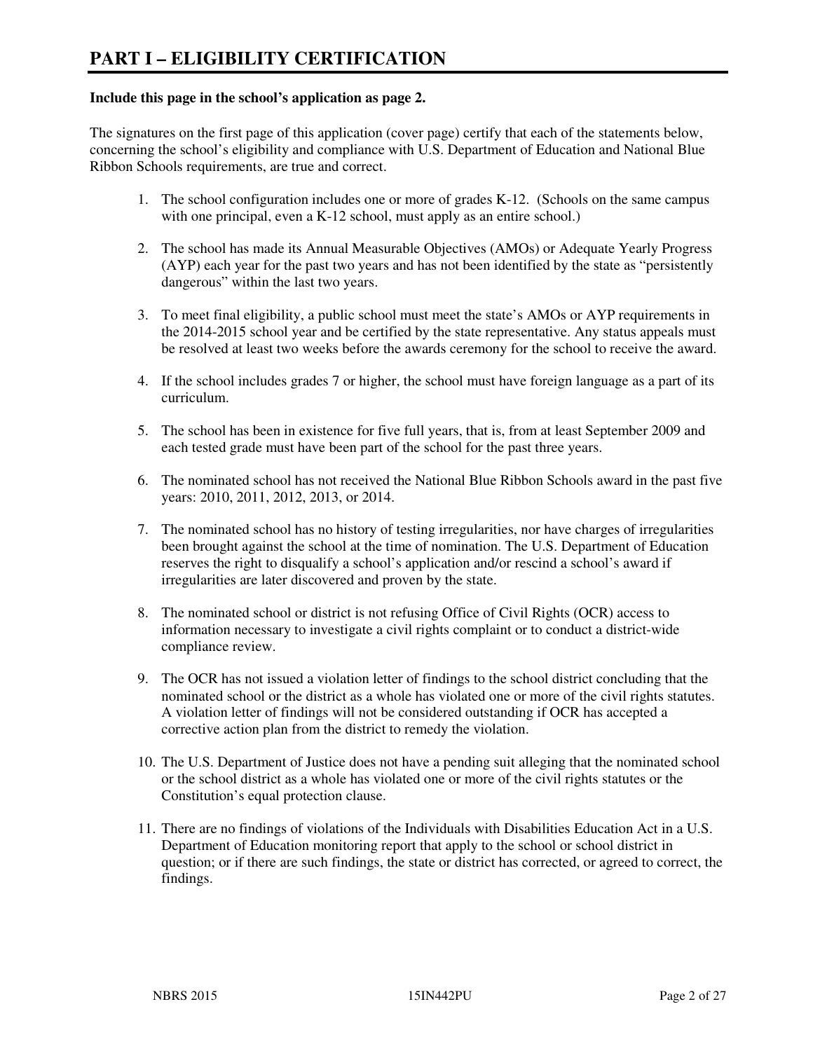# PART I – ELIGIBILITY CERTIFICATION

**Include this page in the school's application as page 2.**

The signatures on the first page of this application (cover page) certify that each of the statements below, concerning the school's eligibility and compliance with U.S. Department of Education and National Blue Ribbon Schools requirements, are true and correct.

1. The school configuration includes one or more of grades K-12. (Schools on the same campus with one principal, even a K-12 school, must apply as an entire school.)

2. The school has made its Annual Measurable Objectives (AMOs) or Adequate Yearly Progress (AYP) each year for the past two years and has not been identified by the state as "persistently dangerous" within the last two years.

3. To meet final eligibility, a public school must meet the state's AMOs or AYP requirements in the 2014-2015 school year and be certified by the state representative. Any status appeals must be resolved at least two weeks before the awards ceremony for the school to receive the award.

4. If the school includes grades 7 or higher, the school must have foreign language as a part of its curriculum.

5. The school has been in existence for five full years, that is, from at least September 2009 and each tested grade must have been part of the school for the past three years.

6. The nominated school has not received the National Blue Ribbon Schools award in the past five years: 2010, 2011, 2012, 2013, or 2014.

7. The nominated school has no history of testing irregularities, nor have charges of irregularities been brought against the school at the time of nomination. The U.S. Department of Education reserves the right to disqualify a school's application and/or rescind a school's award if irregularities are later discovered and proven by the state.

8. The nominated school or district is not refusing Office of Civil Rights (OCR) access to information necessary to investigate a civil rights complaint or to conduct a district-wide compliance review.

9. The OCR has not issued a violation letter of findings to the school district concluding that the nominated school or the district as a whole has violated one or more of the civil rights statutes. A violation letter of findings will not be considered outstanding if OCR has accepted a corrective action plan from the district to remedy the violation.

10. The U.S. Department of Justice does not have a pending suit alleging that the nominated school or the school district as a whole has violated one or more of the civil rights statutes or the Constitution's equal protection clause.

11. There are no findings of violations of the Individuals with Disabilities Education Act in a U.S. Department of Education monitoring report that apply to the school or school district in question; or if there are such findings, the state or district has corrected, or agreed to correct, the findings.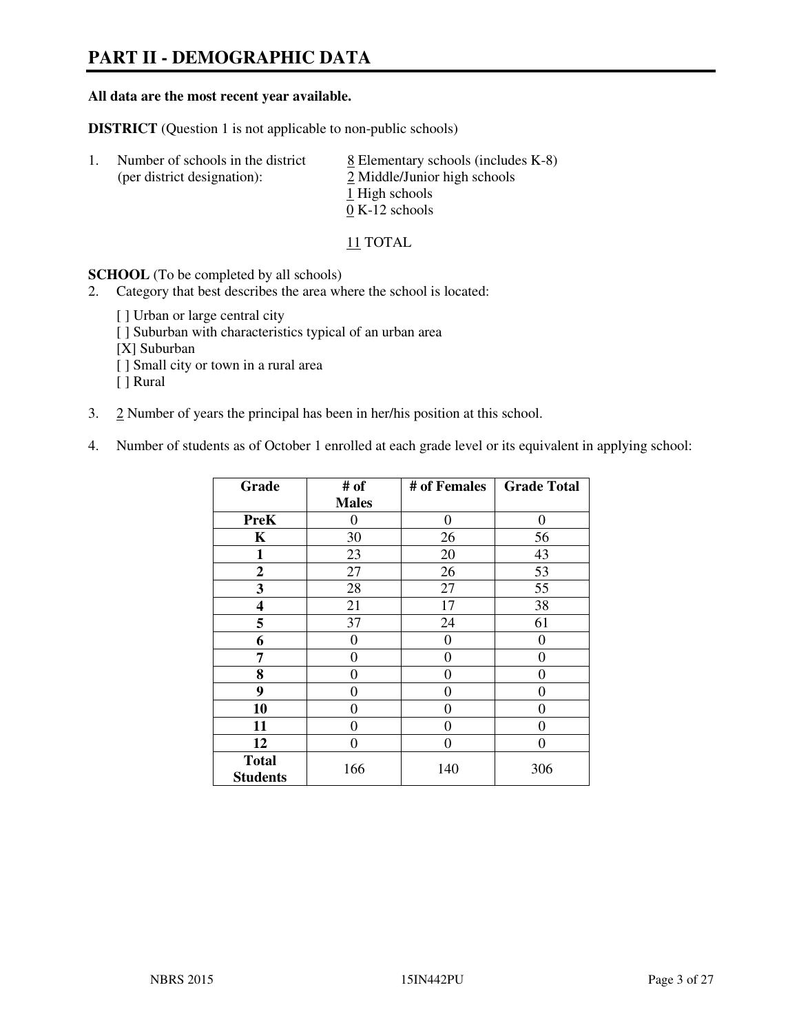# PART II - DEMOGRAPHIC DATA

**All data are the most recent year available.**

**DISTRICT** (Question 1 is not applicable to non-public schools)

1. Number of schools in the district (per district designation):
   8 Elementary schools (includes K-8)
   2 Middle/Junior high schools
   1 High schools
   0 K-12 schools

   11 TOTAL

**SCHOOL** (To be completed by all schools)

2. Category that best describes the area where the school is located:

   [ ] Urban or large central city
   [ ] Suburban with characteristics typical of an urban area
   [X] Suburban
   [ ] Small city or town in a rural area
   [ ] Rural

3. 2 Number of years the principal has been in her/his position at this school.

4. Number of students as of October 1 enrolled at each grade level or its equivalent in applying school:

| Grade | # of Males | # of Females | Grade Total |
|---|---|---|---|
| **PreK** | 0 | 0 | 0 |
| **K** | 30 | 26 | 56 |
| **1** | 23 | 20 | 43 |
| **2** | 27 | 26 | 53 |
| **3** | 28 | 27 | 55 |
| **4** | 21 | 17 | 38 |
| **5** | 37 | 24 | 61 |
| **6** | 0 | 0 | 0 |
| **7** | 0 | 0 | 0 |
| **8** | 0 | 0 | 0 |
| **9** | 0 | 0 | 0 |
| **10** | 0 | 0 | 0 |
| **11** | 0 | 0 | 0 |
| **12** | 0 | 0 | 0 |
| **Total Students** | 166 | 140 | 306 |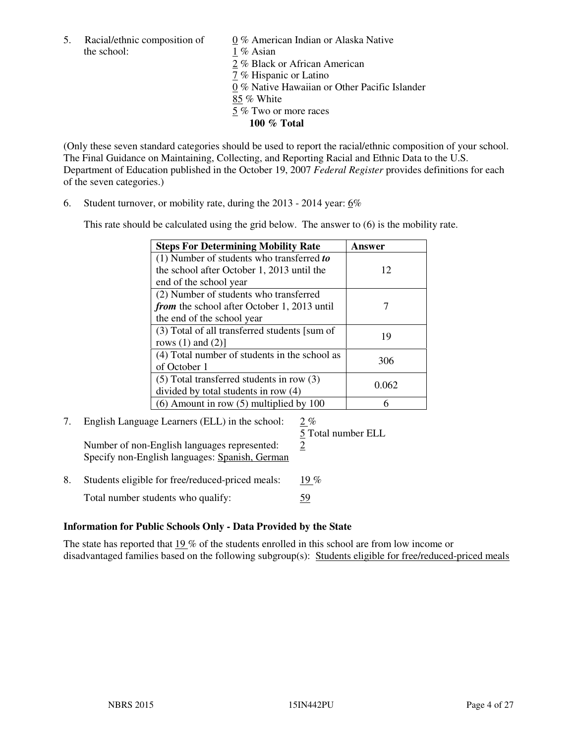5. Racial/ethnic composition of the school:

0 % American Indian or Alaska Native
1 % Asian
2 % Black or African American
7 % Hispanic or Latino
0 % Native Hawaiian or Other Pacific Islander
85 % White
5 % Two or more races
**100 % Total**

(Only these seven standard categories should be used to report the racial/ethnic composition of your school. The Final Guidance on Maintaining, Collecting, and Reporting Racial and Ethnic Data to the U.S. Department of Education published in the October 19, 2007 *Federal Register* provides definitions for each of the seven categories.)

6. Student turnover, or mobility rate, during the 2013 - 2014 year: 6%

This rate should be calculated using the grid below. The answer to (6) is the mobility rate.

| **Steps For Determining Mobility Rate** | **Answer** |
|---|---|
| (1) Number of students who transferred ***to*** the school after October 1, 2013 until the end of the school year | 12 |
| (2) Number of students who transferred ***from*** the school after October 1, 2013 until the end of the school year | 7 |
| (3) Total of all transferred students [sum of rows (1) and (2)] | 19 |
| (4) Total number of students in the school as of October 1 | 306 |
| (5) Total transferred students in row (3) divided by total students in row (4) | 0.062 |
| (6) Amount in row (5) multiplied by 100 | 6 |

7. English Language Learners (ELL) in the school: 2 %
5 Total number ELL
Number of non-English languages represented: 2
Specify non-English languages: Spanish, German

8. Students eligible for free/reduced-priced meals: 19 %
Total number students who qualify: 59

**Information for Public Schools Only - Data Provided by the State**

The state has reported that 19 % of the students enrolled in this school are from low income or disadvantaged families based on the following subgroup(s): Students eligible for free/reduced-priced meals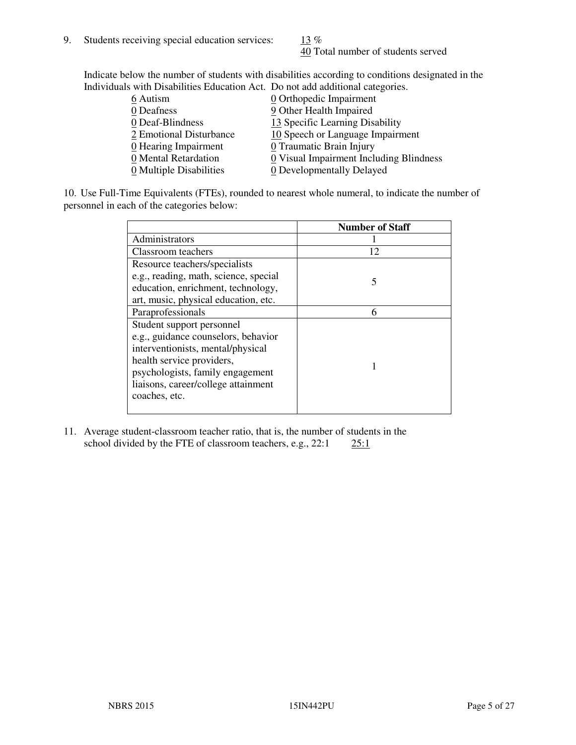9. Students receiving special education services: 13 %
40 Total number of students served

Indicate below the number of students with disabilities according to conditions designated in the Individuals with Disabilities Education Act. Do not add additional categories.

| | |
|---|---|
| 6 Autism | 0 Orthopedic Impairment |
| 0 Deafness | 9 Other Health Impaired |
| 0 Deaf-Blindness | 13 Specific Learning Disability |
| 2 Emotional Disturbance | 10 Speech or Language Impairment |
| 0 Hearing Impairment | 0 Traumatic Brain Injury |
| 0 Mental Retardation | 0 Visual Impairment Including Blindness |
| 0 Multiple Disabilities | 0 Developmentally Delayed |

10. Use Full-Time Equivalents (FTEs), rounded to nearest whole numeral, to indicate the number of personnel in each of the categories below:

| | Number of Staff |
|---|---|
| Administrators | 1 |
| Classroom teachers | 12 |
| Resource teachers/specialists e.g., reading, math, science, special education, enrichment, technology, art, music, physical education, etc. | 5 |
| Paraprofessionals | 6 |
| Student support personnel e.g., guidance counselors, behavior interventionists, mental/physical health service providers, psychologists, family engagement liaisons, career/college attainment coaches, etc. | 1 |

11. Average student-classroom teacher ratio, that is, the number of students in the school divided by the FTE of classroom teachers, e.g., 22:1 25:1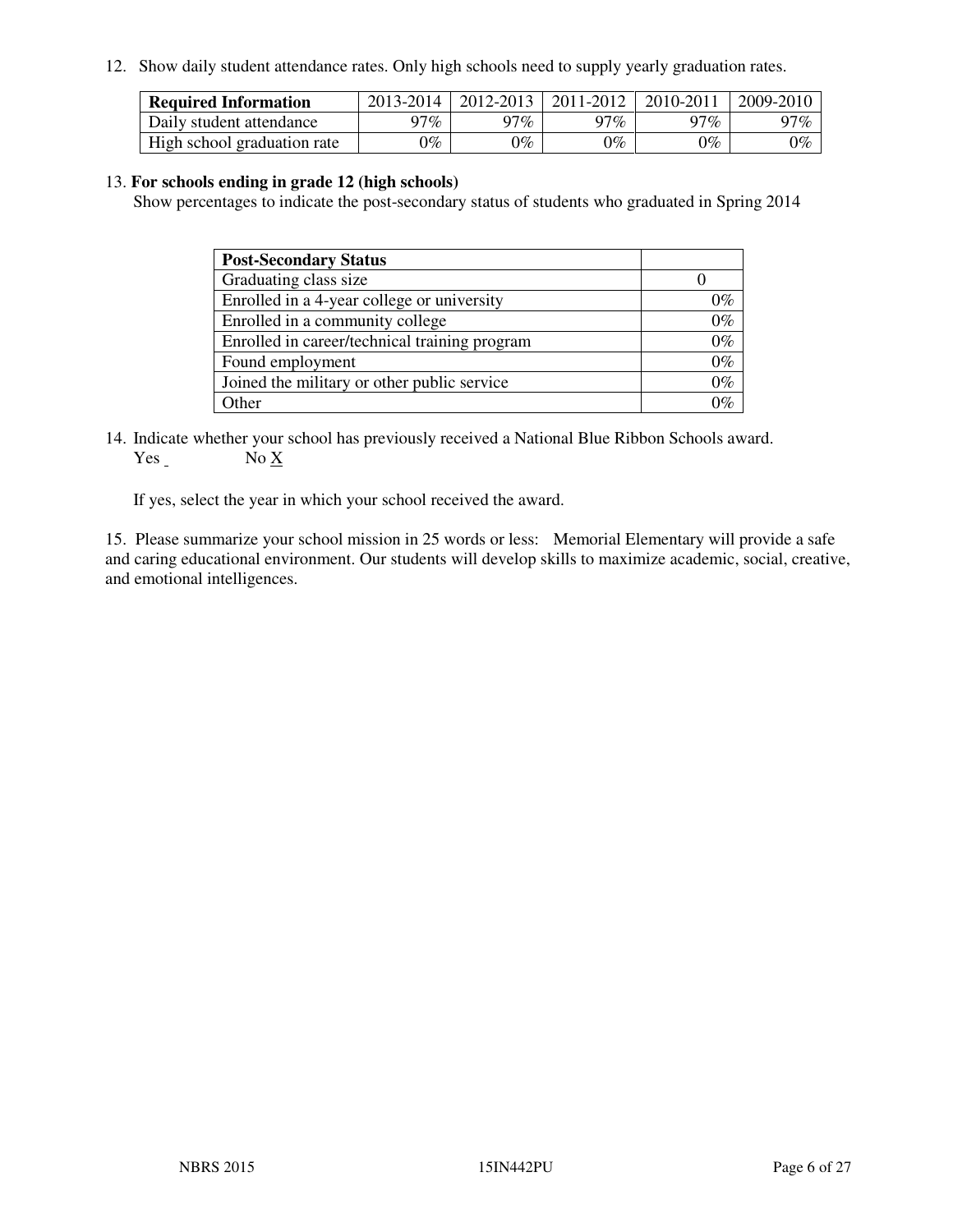12. Show daily student attendance rates. Only high schools need to supply yearly graduation rates.

| **Required Information** | 2013-2014 | 2012-2013 | 2011-2012 | 2010-2011 | 2009-2010 |
|---|---|---|---|---|---|
| Daily student attendance | 97% | 97% | 97% | 97% | 97% |
| High school graduation rate | 0% | 0% | 0% | 0% | 0% |

13. **For schools ending in grade 12 (high schools)**
Show percentages to indicate the post-secondary status of students who graduated in Spring 2014

| **Post-Secondary Status** | |
|---|---|
| Graduating class size | 0 |
| Enrolled in a 4-year college or university | 0% |
| Enrolled in a community college | 0% |
| Enrolled in career/technical training program | 0% |
| Found employment | 0% |
| Joined the military or other public service | 0% |
| Other | 0% |

14. Indicate whether your school has previously received a National Blue Ribbon Schools award.
Yes ___ No X

If yes, select the year in which your school received the award.

15. Please summarize your school mission in 25 words or less: Memorial Elementary will provide a safe and caring educational environment. Our students will develop skills to maximize academic, social, creative, and emotional intelligences.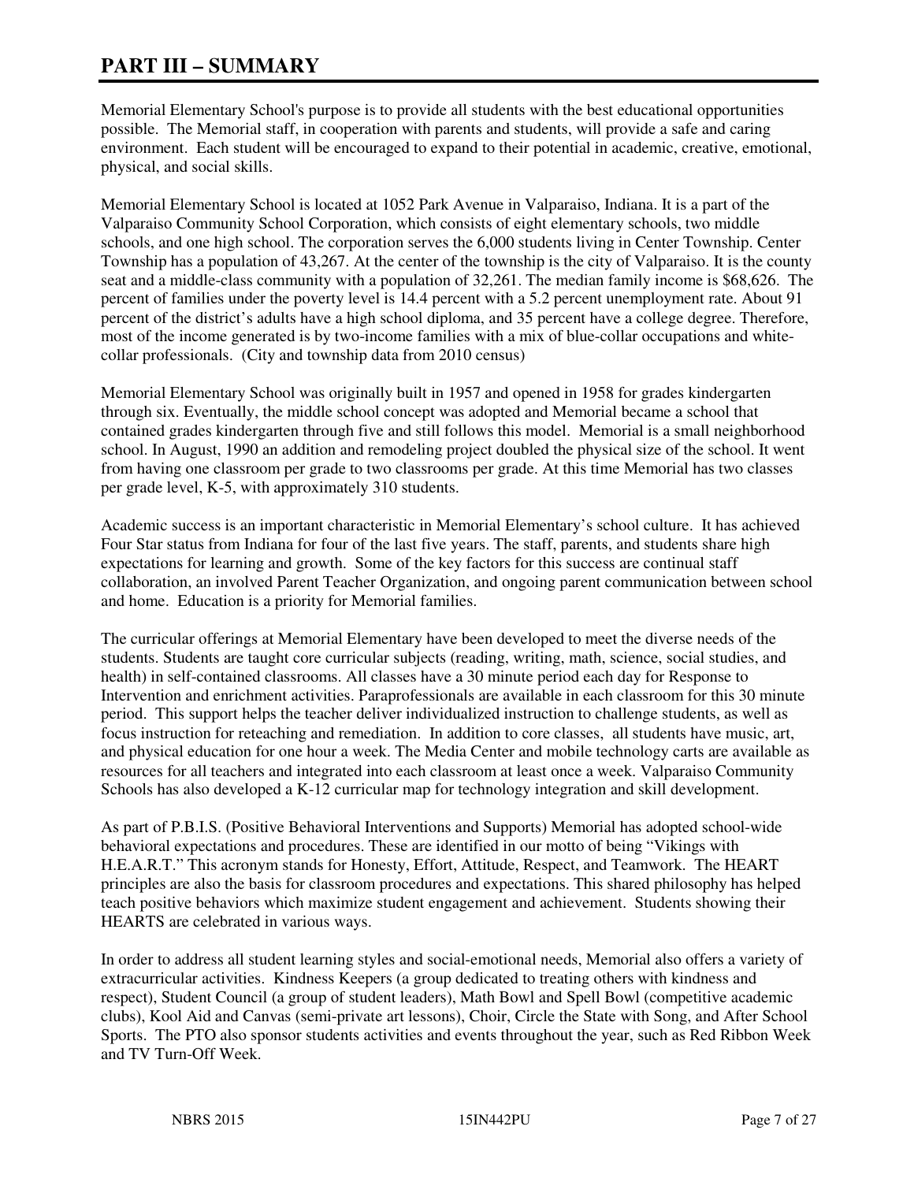# PART III – SUMMARY

Memorial Elementary School's purpose is to provide all students with the best educational opportunities possible. The Memorial staff, in cooperation with parents and students, will provide a safe and caring environment. Each student will be encouraged to expand to their potential in academic, creative, emotional, physical, and social skills.

Memorial Elementary School is located at 1052 Park Avenue in Valparaiso, Indiana. It is a part of the Valparaiso Community School Corporation, which consists of eight elementary schools, two middle schools, and one high school. The corporation serves the 6,000 students living in Center Township. Center Township has a population of 43,267. At the center of the township is the city of Valparaiso. It is the county seat and a middle-class community with a population of 32,261. The median family income is $68,626. The percent of families under the poverty level is 14.4 percent with a 5.2 percent unemployment rate. About 91 percent of the district's adults have a high school diploma, and 35 percent have a college degree. Therefore, most of the income generated is by two-income families with a mix of blue-collar occupations and white-collar professionals. (City and township data from 2010 census)

Memorial Elementary School was originally built in 1957 and opened in 1958 for grades kindergarten through six. Eventually, the middle school concept was adopted and Memorial became a school that contained grades kindergarten through five and still follows this model. Memorial is a small neighborhood school. In August, 1990 an addition and remodeling project doubled the physical size of the school. It went from having one classroom per grade to two classrooms per grade. At this time Memorial has two classes per grade level, K-5, with approximately 310 students.

Academic success is an important characteristic in Memorial Elementary's school culture. It has achieved Four Star status from Indiana for four of the last five years. The staff, parents, and students share high expectations for learning and growth. Some of the key factors for this success are continual staff collaboration, an involved Parent Teacher Organization, and ongoing parent communication between school and home. Education is a priority for Memorial families.

The curricular offerings at Memorial Elementary have been developed to meet the diverse needs of the students. Students are taught core curricular subjects (reading, writing, math, science, social studies, and health) in self-contained classrooms. All classes have a 30 minute period each day for Response to Intervention and enrichment activities. Paraprofessionals are available in each classroom for this 30 minute period. This support helps the teacher deliver individualized instruction to challenge students, as well as focus instruction for reteaching and remediation. In addition to core classes, all students have music, art, and physical education for one hour a week. The Media Center and mobile technology carts are available as resources for all teachers and integrated into each classroom at least once a week. Valparaiso Community Schools has also developed a K-12 curricular map for technology integration and skill development.

As part of P.B.I.S. (Positive Behavioral Interventions and Supports) Memorial has adopted school-wide behavioral expectations and procedures. These are identified in our motto of being "Vikings with H.E.A.R.T." This acronym stands for Honesty, Effort, Attitude, Respect, and Teamwork. The HEART principles are also the basis for classroom procedures and expectations. This shared philosophy has helped teach positive behaviors which maximize student engagement and achievement. Students showing their HEARTS are celebrated in various ways.

In order to address all student learning styles and social-emotional needs, Memorial also offers a variety of extracurricular activities. Kindness Keepers (a group dedicated to treating others with kindness and respect), Student Council (a group of student leaders), Math Bowl and Spell Bowl (competitive academic clubs), Kool Aid and Canvas (semi-private art lessons), Choir, Circle the State with Song, and After School Sports. The PTO also sponsor students activities and events throughout the year, such as Red Ribbon Week and TV Turn-Off Week.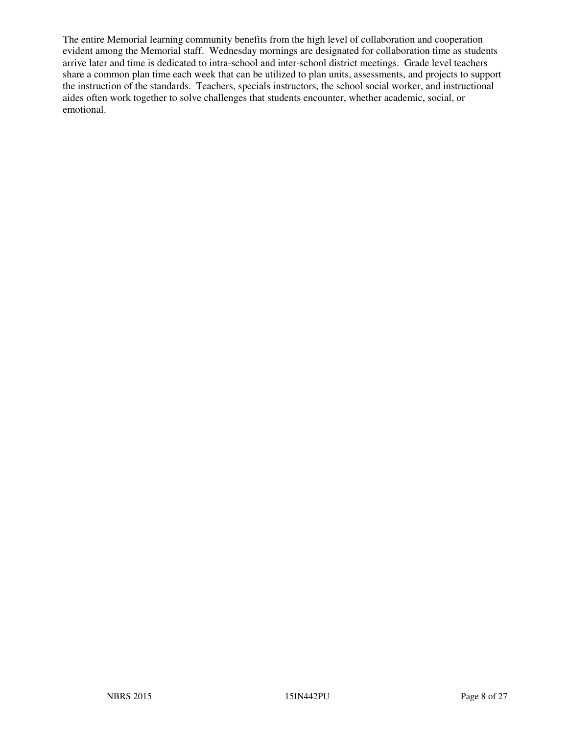The entire Memorial learning community benefits from the high level of collaboration and cooperation evident among the Memorial staff. Wednesday mornings are designated for collaboration time as students arrive later and time is dedicated to intra-school and inter-school district meetings. Grade level teachers share a common plan time each week that can be utilized to plan units, assessments, and projects to support the instruction of the standards. Teachers, specials instructors, the school social worker, and instructional aides often work together to solve challenges that students encounter, whether academic, social, or emotional.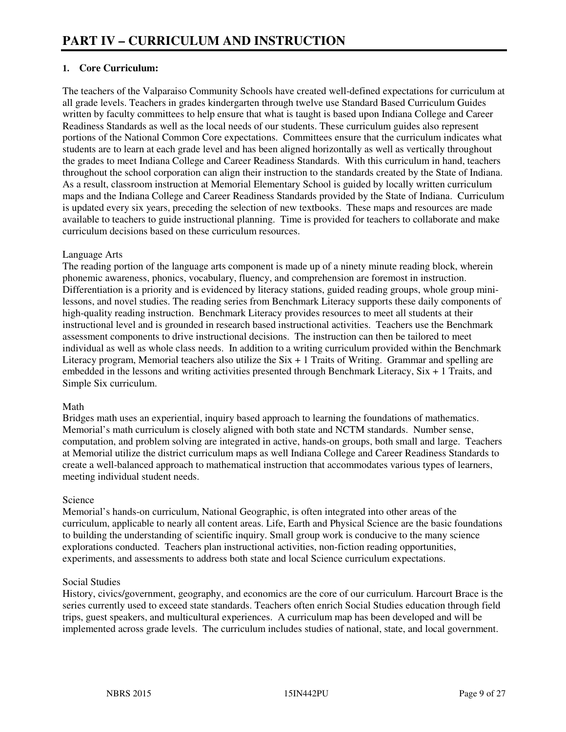# PART IV – CURRICULUM AND INSTRUCTION

**1. Core Curriculum:**

The teachers of the Valparaiso Community Schools have created well-defined expectations for curriculum at all grade levels. Teachers in grades kindergarten through twelve use Standard Based Curriculum Guides written by faculty committees to help ensure that what is taught is based upon Indiana College and Career Readiness Standards as well as the local needs of our students. These curriculum guides also represent portions of the National Common Core expectations. Committees ensure that the curriculum indicates what students are to learn at each grade level and has been aligned horizontally as well as vertically throughout the grades to meet Indiana College and Career Readiness Standards. With this curriculum in hand, teachers throughout the school corporation can align their instruction to the standards created by the State of Indiana. As a result, classroom instruction at Memorial Elementary School is guided by locally written curriculum maps and the Indiana College and Career Readiness Standards provided by the State of Indiana. Curriculum is updated every six years, preceding the selection of new textbooks. These maps and resources are made available to teachers to guide instructional planning. Time is provided for teachers to collaborate and make curriculum decisions based on these curriculum resources.

Language Arts

The reading portion of the language arts component is made up of a ninety minute reading block, wherein phonemic awareness, phonics, vocabulary, fluency, and comprehension are foremost in instruction. Differentiation is a priority and is evidenced by literacy stations, guided reading groups, whole group mini-lessons, and novel studies. The reading series from Benchmark Literacy supports these daily components of high-quality reading instruction. Benchmark Literacy provides resources to meet all students at their instructional level and is grounded in research based instructional activities. Teachers use the Benchmark assessment components to drive instructional decisions. The instruction can then be tailored to meet individual as well as whole class needs. In addition to a writing curriculum provided within the Benchmark Literacy program, Memorial teachers also utilize the Six + 1 Traits of Writing. Grammar and spelling are embedded in the lessons and writing activities presented through Benchmark Literacy, Six + 1 Traits, and Simple Six curriculum.

Math

Bridges math uses an experiential, inquiry based approach to learning the foundations of mathematics. Memorial's math curriculum is closely aligned with both state and NCTM standards. Number sense, computation, and problem solving are integrated in active, hands-on groups, both small and large. Teachers at Memorial utilize the district curriculum maps as well Indiana College and Career Readiness Standards to create a well-balanced approach to mathematical instruction that accommodates various types of learners, meeting individual student needs.

Science

Memorial's hands-on curriculum, National Geographic, is often integrated into other areas of the curriculum, applicable to nearly all content areas. Life, Earth and Physical Science are the basic foundations to building the understanding of scientific inquiry. Small group work is conducive to the many science explorations conducted. Teachers plan instructional activities, non-fiction reading opportunities, experiments, and assessments to address both state and local Science curriculum expectations.

Social Studies

History, civics/government, geography, and economics are the core of our curriculum. Harcourt Brace is the series currently used to exceed state standards. Teachers often enrich Social Studies education through field trips, guest speakers, and multicultural experiences. A curriculum map has been developed and will be implemented across grade levels. The curriculum includes studies of national, state, and local government.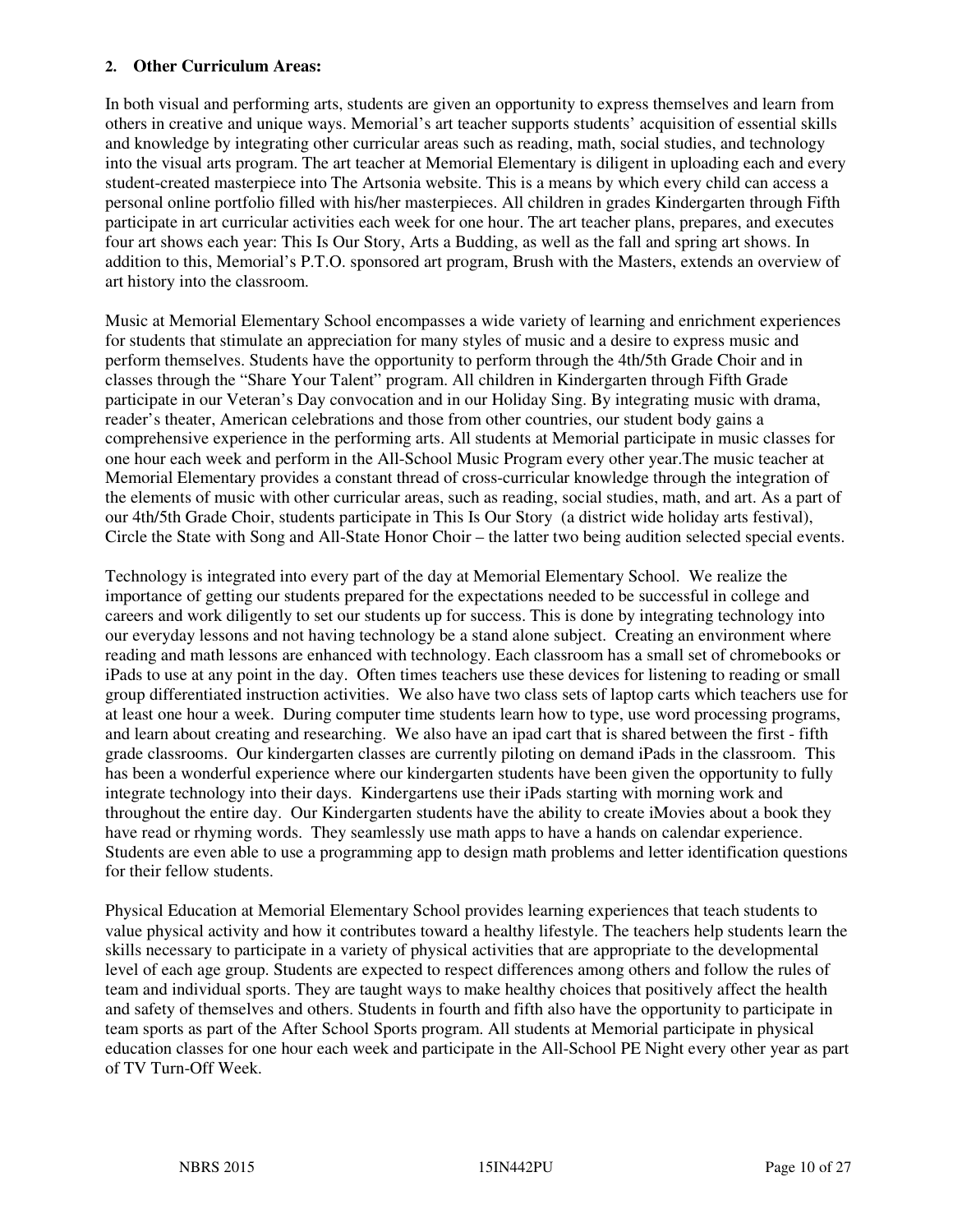**2. Other Curriculum Areas:**

In both visual and performing arts, students are given an opportunity to express themselves and learn from others in creative and unique ways. Memorial's art teacher supports students' acquisition of essential skills and knowledge by integrating other curricular areas such as reading, math, social studies, and technology into the visual arts program. The art teacher at Memorial Elementary is diligent in uploading each and every student-created masterpiece into The Artsonia website. This is a means by which every child can access a personal online portfolio filled with his/her masterpieces. All children in grades Kindergarten through Fifth participate in art curricular activities each week for one hour. The art teacher plans, prepares, and executes four art shows each year: This Is Our Story, Arts a Budding, as well as the fall and spring art shows. In addition to this, Memorial's P.T.O. sponsored art program, Brush with the Masters, extends an overview of art history into the classroom.

Music at Memorial Elementary School encompasses a wide variety of learning and enrichment experiences for students that stimulate an appreciation for many styles of music and a desire to express music and perform themselves. Students have the opportunity to perform through the 4th/5th Grade Choir and in classes through the "Share Your Talent" program. All children in Kindergarten through Fifth Grade participate in our Veteran's Day convocation and in our Holiday Sing. By integrating music with drama, reader's theater, American celebrations and those from other countries, our student body gains a comprehensive experience in the performing arts. All students at Memorial participate in music classes for one hour each week and perform in the All-School Music Program every other year.The music teacher at Memorial Elementary provides a constant thread of cross-curricular knowledge through the integration of the elements of music with other curricular areas, such as reading, social studies, math, and art. As a part of our 4th/5th Grade Choir, students participate in This Is Our Story (a district wide holiday arts festival), Circle the State with Song and All-State Honor Choir – the latter two being audition selected special events.

Technology is integrated into every part of the day at Memorial Elementary School. We realize the importance of getting our students prepared for the expectations needed to be successful in college and careers and work diligently to set our students up for success. This is done by integrating technology into our everyday lessons and not having technology be a stand alone subject. Creating an environment where reading and math lessons are enhanced with technology. Each classroom has a small set of chromebooks or iPads to use at any point in the day. Often times teachers use these devices for listening to reading or small group differentiated instruction activities. We also have two class sets of laptop carts which teachers use for at least one hour a week. During computer time students learn how to type, use word processing programs, and learn about creating and researching. We also have an ipad cart that is shared between the first - fifth grade classrooms. Our kindergarten classes are currently piloting on demand iPads in the classroom. This has been a wonderful experience where our kindergarten students have been given the opportunity to fully integrate technology into their days. Kindergartens use their iPads starting with morning work and throughout the entire day. Our Kindergarten students have the ability to create iMovies about a book they have read or rhyming words. They seamlessly use math apps to have a hands on calendar experience. Students are even able to use a programming app to design math problems and letter identification questions for their fellow students.

Physical Education at Memorial Elementary School provides learning experiences that teach students to value physical activity and how it contributes toward a healthy lifestyle. The teachers help students learn the skills necessary to participate in a variety of physical activities that are appropriate to the developmental level of each age group. Students are expected to respect differences among others and follow the rules of team and individual sports. They are taught ways to make healthy choices that positively affect the health and safety of themselves and others. Students in fourth and fifth also have the opportunity to participate in team sports as part of the After School Sports program. All students at Memorial participate in physical education classes for one hour each week and participate in the All-School PE Night every other year as part of TV Turn-Off Week.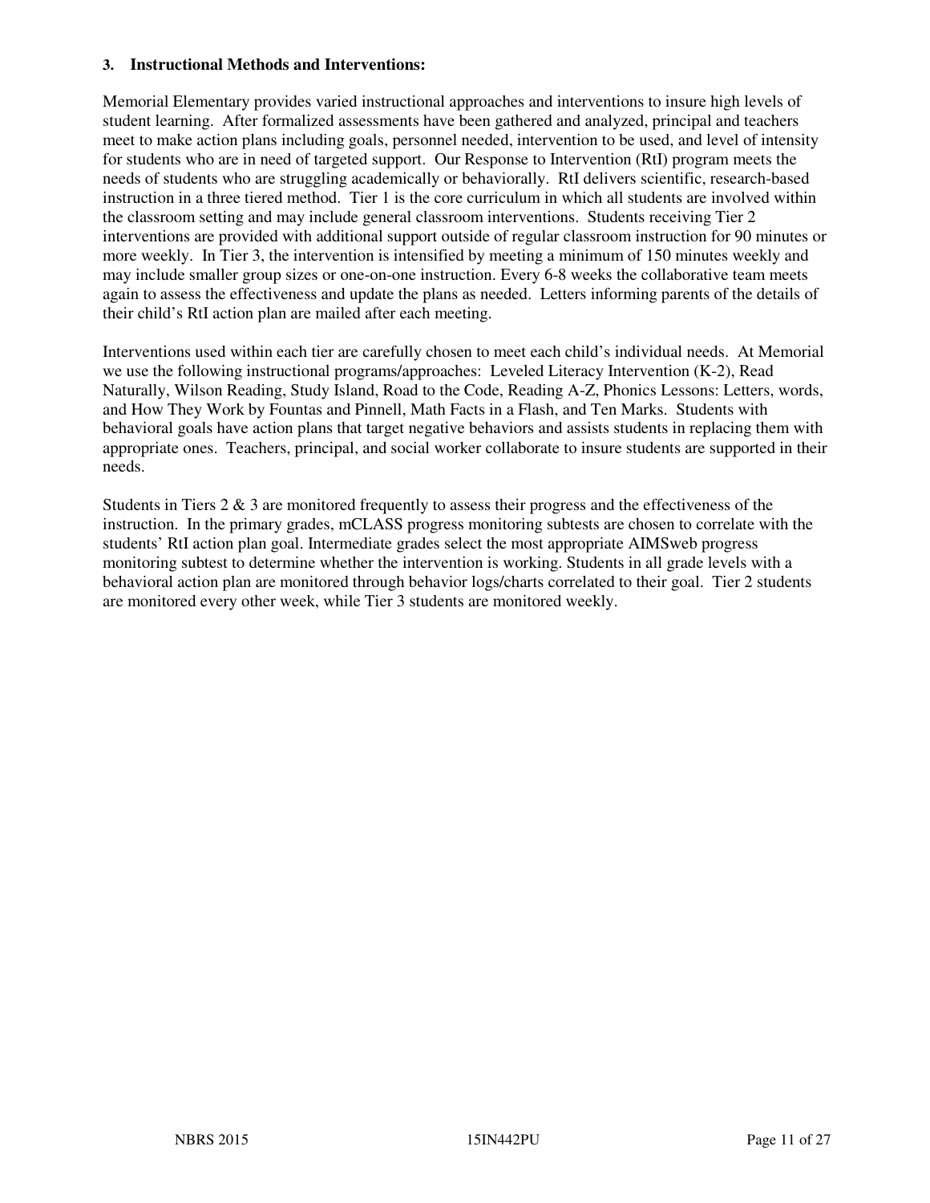### 3. Instructional Methods and Interventions:

Memorial Elementary provides varied instructional approaches and interventions to insure high levels of student learning. After formalized assessments have been gathered and analyzed, principal and teachers meet to make action plans including goals, personnel needed, intervention to be used, and level of intensity for students who are in need of targeted support. Our Response to Intervention (RtI) program meets the needs of students who are struggling academically or behaviorally. RtI delivers scientific, research-based instruction in a three tiered method. Tier 1 is the core curriculum in which all students are involved within the classroom setting and may include general classroom interventions. Students receiving Tier 2 interventions are provided with additional support outside of regular classroom instruction for 90 minutes or more weekly. In Tier 3, the intervention is intensified by meeting a minimum of 150 minutes weekly and may include smaller group sizes or one-on-one instruction. Every 6-8 weeks the collaborative team meets again to assess the effectiveness and update the plans as needed. Letters informing parents of the details of their child's RtI action plan are mailed after each meeting.

Interventions used within each tier are carefully chosen to meet each child's individual needs. At Memorial we use the following instructional programs/approaches: Leveled Literacy Intervention (K-2), Read Naturally, Wilson Reading, Study Island, Road to the Code, Reading A-Z, Phonics Lessons: Letters, words, and How They Work by Fountas and Pinnell, Math Facts in a Flash, and Ten Marks. Students with behavioral goals have action plans that target negative behaviors and assists students in replacing them with appropriate ones. Teachers, principal, and social worker collaborate to insure students are supported in their needs.

Students in Tiers 2 & 3 are monitored frequently to assess their progress and the effectiveness of the instruction. In the primary grades, mCLASS progress monitoring subtests are chosen to correlate with the students' RtI action plan goal. Intermediate grades select the most appropriate AIMSweb progress monitoring subtest to determine whether the intervention is working. Students in all grade levels with a behavioral action plan are monitored through behavior logs/charts correlated to their goal. Tier 2 students are monitored every other week, while Tier 3 students are monitored weekly.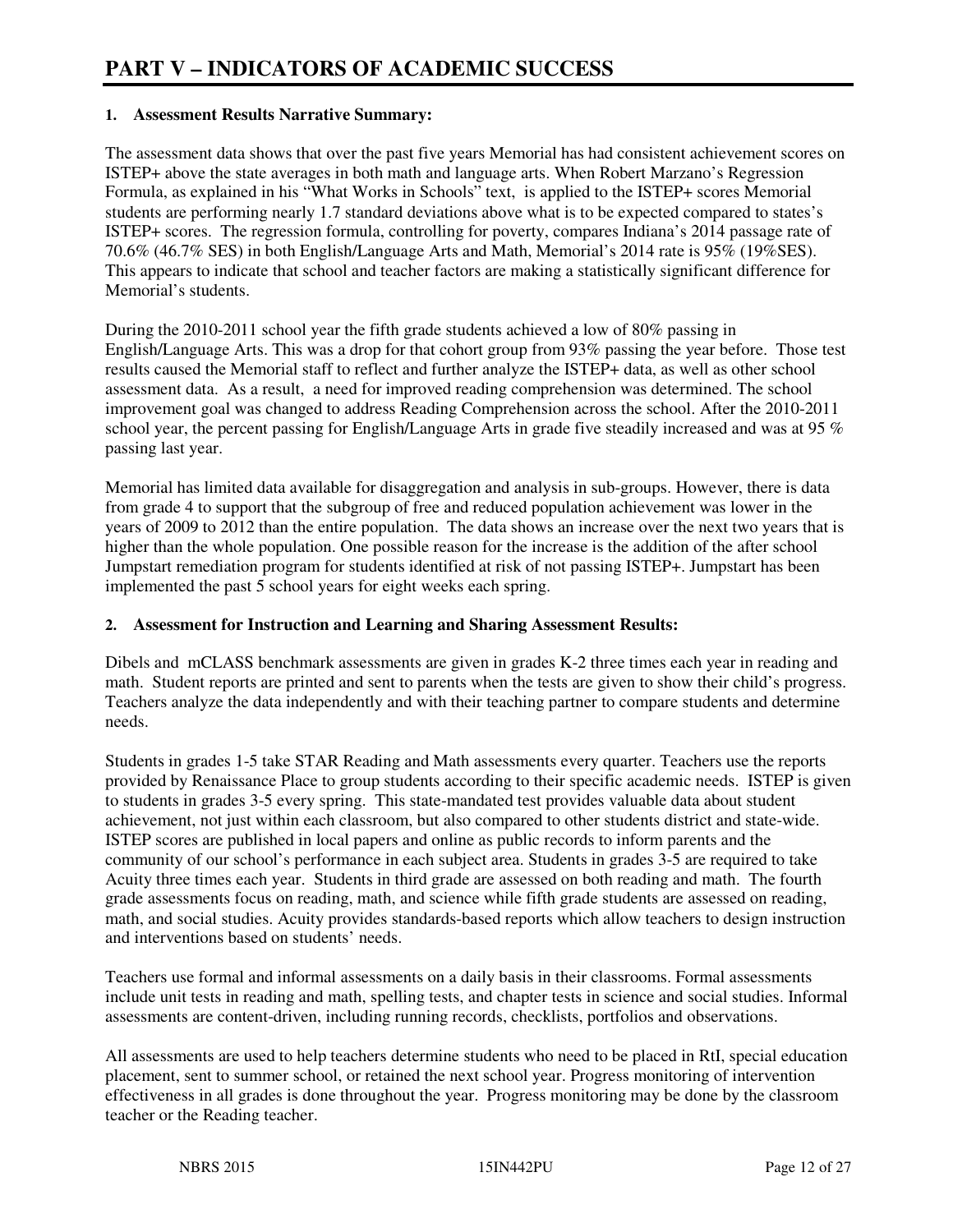# PART V – INDICATORS OF ACADEMIC SUCCESS

**1. Assessment Results Narrative Summary:**

The assessment data shows that over the past five years Memorial has had consistent achievement scores on ISTEP+ above the state averages in both math and language arts. When Robert Marzano's Regression Formula, as explained in his "What Works in Schools" text, is applied to the ISTEP+ scores Memorial students are performing nearly 1.7 standard deviations above what is to be expected compared to states's ISTEP+ scores. The regression formula, controlling for poverty, compares Indiana's 2014 passage rate of 70.6% (46.7% SES) in both English/Language Arts and Math, Memorial's 2014 rate is 95% (19%SES). This appears to indicate that school and teacher factors are making a statistically significant difference for Memorial's students.

During the 2010-2011 school year the fifth grade students achieved a low of 80% passing in English/Language Arts. This was a drop for that cohort group from 93% passing the year before. Those test results caused the Memorial staff to reflect and further analyze the ISTEP+ data, as well as other school assessment data. As a result, a need for improved reading comprehension was determined. The school improvement goal was changed to address Reading Comprehension across the school. After the 2010-2011 school year, the percent passing for English/Language Arts in grade five steadily increased and was at 95 % passing last year.

Memorial has limited data available for disaggregation and analysis in sub-groups. However, there is data from grade 4 to support that the subgroup of free and reduced population achievement was lower in the years of 2009 to 2012 than the entire population. The data shows an increase over the next two years that is higher than the whole population. One possible reason for the increase is the addition of the after school Jumpstart remediation program for students identified at risk of not passing ISTEP+. Jumpstart has been implemented the past 5 school years for eight weeks each spring.

**2. Assessment for Instruction and Learning and Sharing Assessment Results:**

Dibels and mCLASS benchmark assessments are given in grades K-2 three times each year in reading and math. Student reports are printed and sent to parents when the tests are given to show their child's progress. Teachers analyze the data independently and with their teaching partner to compare students and determine needs.

Students in grades 1-5 take STAR Reading and Math assessments every quarter. Teachers use the reports provided by Renaissance Place to group students according to their specific academic needs. ISTEP is given to students in grades 3-5 every spring. This state-mandated test provides valuable data about student achievement, not just within each classroom, but also compared to other students district and state-wide. ISTEP scores are published in local papers and online as public records to inform parents and the community of our school's performance in each subject area. Students in grades 3-5 are required to take Acuity three times each year. Students in third grade are assessed on both reading and math. The fourth grade assessments focus on reading, math, and science while fifth grade students are assessed on reading, math, and social studies. Acuity provides standards-based reports which allow teachers to design instruction and interventions based on students' needs.

Teachers use formal and informal assessments on a daily basis in their classrooms. Formal assessments include unit tests in reading and math, spelling tests, and chapter tests in science and social studies. Informal assessments are content-driven, including running records, checklists, portfolios and observations.

All assessments are used to help teachers determine students who need to be placed in RtI, special education placement, sent to summer school, or retained the next school year. Progress monitoring of intervention effectiveness in all grades is done throughout the year. Progress monitoring may be done by the classroom teacher or the Reading teacher.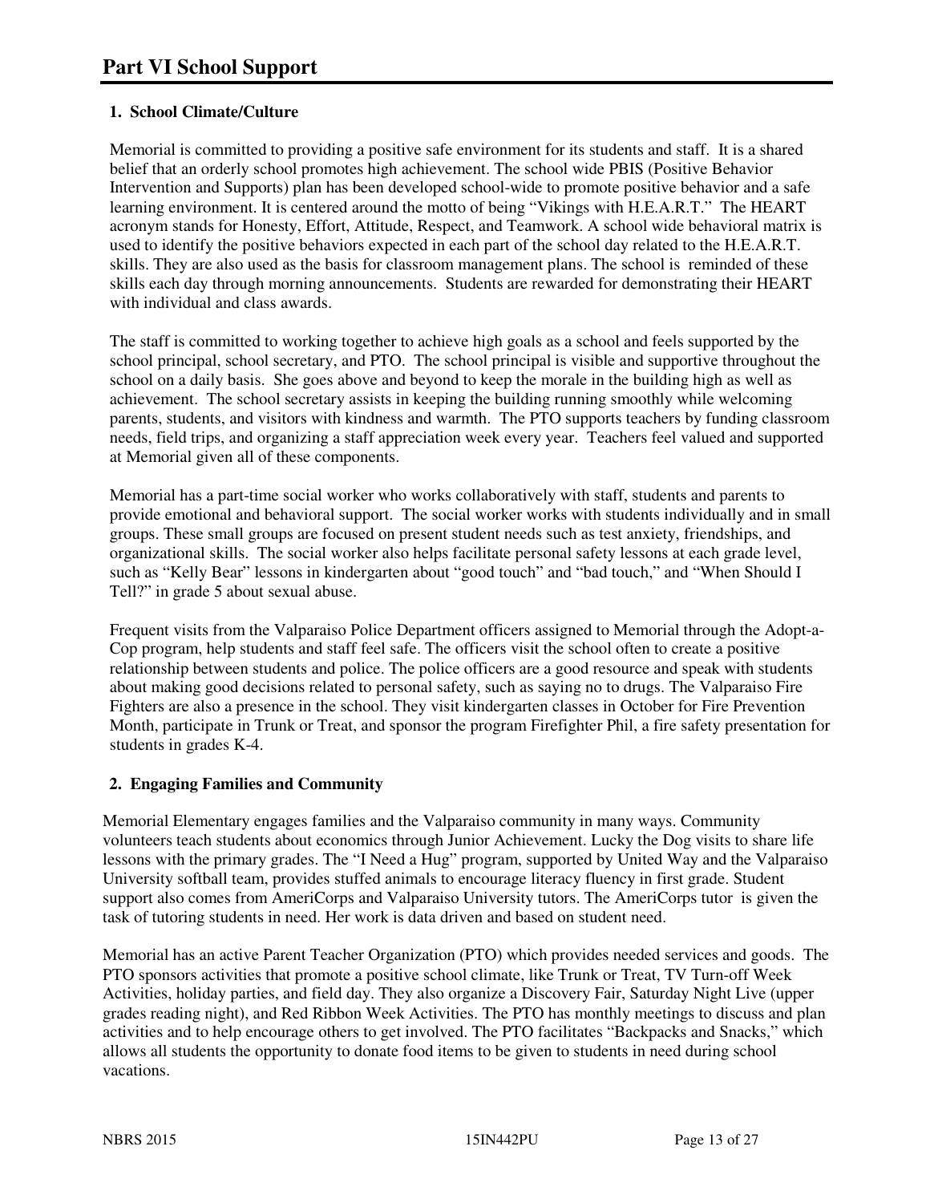# Part VI School Support

## 1. School Climate/Culture

Memorial is committed to providing a positive safe environment for its students and staff. It is a shared belief that an orderly school promotes high achievement. The school wide PBIS (Positive Behavior Intervention and Supports) plan has been developed school-wide to promote positive behavior and a safe learning environment. It is centered around the motto of being "Vikings with H.E.A.R.T." The HEART acronym stands for Honesty, Effort, Attitude, Respect, and Teamwork. A school wide behavioral matrix is used to identify the positive behaviors expected in each part of the school day related to the H.E.A.R.T. skills. They are also used as the basis for classroom management plans. The school is reminded of these skills each day through morning announcements. Students are rewarded for demonstrating their HEART with individual and class awards.

The staff is committed to working together to achieve high goals as a school and feels supported by the school principal, school secretary, and PTO. The school principal is visible and supportive throughout the school on a daily basis. She goes above and beyond to keep the morale in the building high as well as achievement. The school secretary assists in keeping the building running smoothly while welcoming parents, students, and visitors with kindness and warmth. The PTO supports teachers by funding classroom needs, field trips, and organizing a staff appreciation week every year. Teachers feel valued and supported at Memorial given all of these components.

Memorial has a part-time social worker who works collaboratively with staff, students and parents to provide emotional and behavioral support. The social worker works with students individually and in small groups. These small groups are focused on present student needs such as test anxiety, friendships, and organizational skills. The social worker also helps facilitate personal safety lessons at each grade level, such as "Kelly Bear" lessons in kindergarten about "good touch" and "bad touch," and "When Should I Tell?" in grade 5 about sexual abuse.

Frequent visits from the Valparaiso Police Department officers assigned to Memorial through the Adopt-a-Cop program, help students and staff feel safe. The officers visit the school often to create a positive relationship between students and police. The police officers are a good resource and speak with students about making good decisions related to personal safety, such as saying no to drugs. The Valparaiso Fire Fighters are also a presence in the school. They visit kindergarten classes in October for Fire Prevention Month, participate in Trunk or Treat, and sponsor the program Firefighter Phil, a fire safety presentation for students in grades K-4.

## 2. Engaging Families and Community

Memorial Elementary engages families and the Valparaiso community in many ways. Community volunteers teach students about economics through Junior Achievement. Lucky the Dog visits to share life lessons with the primary grades. The "I Need a Hug" program, supported by United Way and the Valparaiso University softball team, provides stuffed animals to encourage literacy fluency in first grade. Student support also comes from AmeriCorps and Valparaiso University tutors. The AmeriCorps tutor is given the task of tutoring students in need. Her work is data driven and based on student need.

Memorial has an active Parent Teacher Organization (PTO) which provides needed services and goods. The PTO sponsors activities that promote a positive school climate, like Trunk or Treat, TV Turn-off Week Activities, holiday parties, and field day. They also organize a Discovery Fair, Saturday Night Live (upper grades reading night), and Red Ribbon Week Activities. The PTO has monthly meetings to discuss and plan activities and to help encourage others to get involved. The PTO facilitates "Backpacks and Snacks," which allows all students the opportunity to donate food items to be given to students in need during school vacations.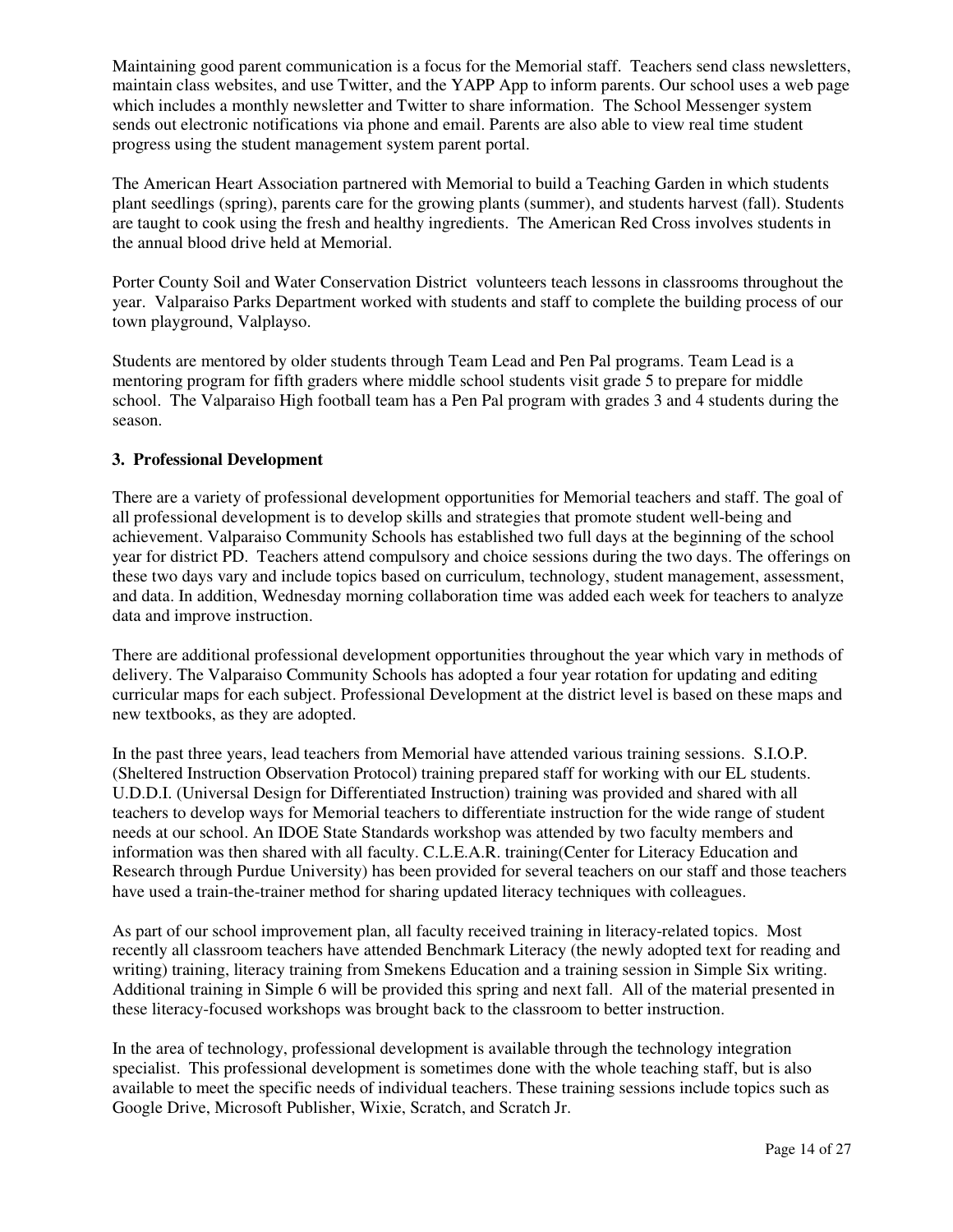Maintaining good parent communication is a focus for the Memorial staff. Teachers send class newsletters, maintain class websites, and use Twitter, and the YAPP App to inform parents. Our school uses a web page which includes a monthly newsletter and Twitter to share information. The School Messenger system sends out electronic notifications via phone and email. Parents are also able to view real time student progress using the student management system parent portal.

The American Heart Association partnered with Memorial to build a Teaching Garden in which students plant seedlings (spring), parents care for the growing plants (summer), and students harvest (fall). Students are taught to cook using the fresh and healthy ingredients. The American Red Cross involves students in the annual blood drive held at Memorial.

Porter County Soil and Water Conservation District volunteers teach lessons in classrooms throughout the year. Valparaiso Parks Department worked with students and staff to complete the building process of our town playground, Valplayso.

Students are mentored by older students through Team Lead and Pen Pal programs. Team Lead is a mentoring program for fifth graders where middle school students visit grade 5 to prepare for middle school. The Valparaiso High football team has a Pen Pal program with grades 3 and 4 students during the season.

**3. Professional Development**

There are a variety of professional development opportunities for Memorial teachers and staff. The goal of all professional development is to develop skills and strategies that promote student well-being and achievement. Valparaiso Community Schools has established two full days at the beginning of the school year for district PD. Teachers attend compulsory and choice sessions during the two days. The offerings on these two days vary and include topics based on curriculum, technology, student management, assessment, and data. In addition, Wednesday morning collaboration time was added each week for teachers to analyze data and improve instruction.

There are additional professional development opportunities throughout the year which vary in methods of delivery. The Valparaiso Community Schools has adopted a four year rotation for updating and editing curricular maps for each subject. Professional Development at the district level is based on these maps and new textbooks, as they are adopted.

In the past three years, lead teachers from Memorial have attended various training sessions. S.I.O.P. (Sheltered Instruction Observation Protocol) training prepared staff for working with our EL students. U.D.D.I. (Universal Design for Differentiated Instruction) training was provided and shared with all teachers to develop ways for Memorial teachers to differentiate instruction for the wide range of student needs at our school. An IDOE State Standards workshop was attended by two faculty members and information was then shared with all faculty. C.L.E.A.R. training(Center for Literacy Education and Research through Purdue University) has been provided for several teachers on our staff and those teachers have used a train-the-trainer method for sharing updated literacy techniques with colleagues.

As part of our school improvement plan, all faculty received training in literacy-related topics. Most recently all classroom teachers have attended Benchmark Literacy (the newly adopted text for reading and writing) training, literacy training from Smekens Education and a training session in Simple Six writing. Additional training in Simple 6 will be provided this spring and next fall. All of the material presented in these literacy-focused workshops was brought back to the classroom to better instruction.

In the area of technology, professional development is available through the technology integration specialist. This professional development is sometimes done with the whole teaching staff, but is also available to meet the specific needs of individual teachers. These training sessions include topics such as Google Drive, Microsoft Publisher, Wixie, Scratch, and Scratch Jr.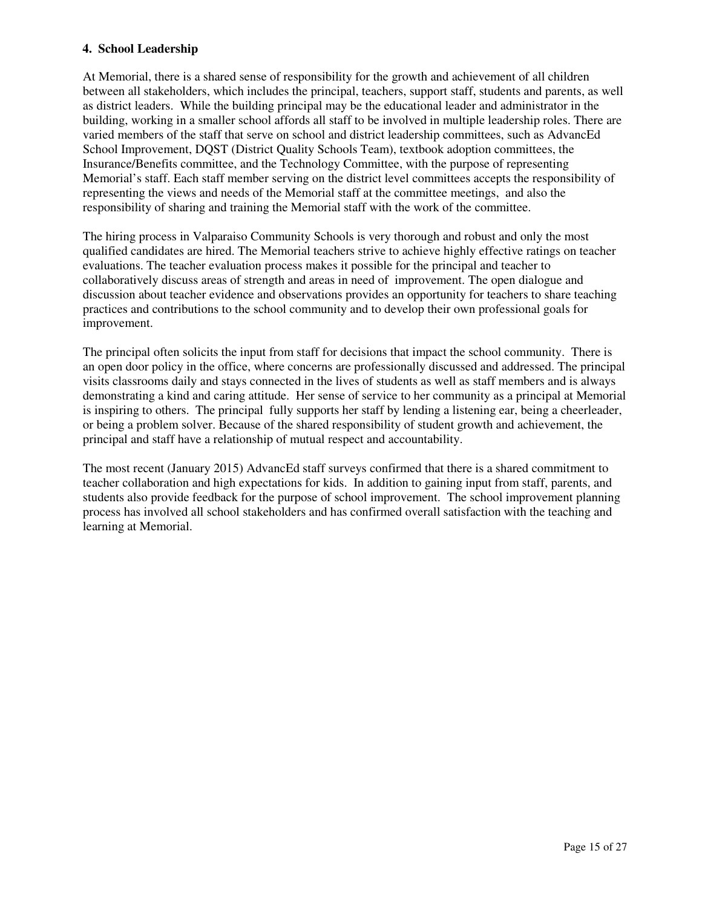### 4. School Leadership

At Memorial, there is a shared sense of responsibility for the growth and achievement of all children between all stakeholders, which includes the principal, teachers, support staff, students and parents, as well as district leaders. While the building principal may be the educational leader and administrator in the building, working in a smaller school affords all staff to be involved in multiple leadership roles. There are varied members of the staff that serve on school and district leadership committees, such as AdvancEd School Improvement, DQST (District Quality Schools Team), textbook adoption committees, the Insurance/Benefits committee, and the Technology Committee, with the purpose of representing Memorial's staff. Each staff member serving on the district level committees accepts the responsibility of representing the views and needs of the Memorial staff at the committee meetings, and also the responsibility of sharing and training the Memorial staff with the work of the committee.

The hiring process in Valparaiso Community Schools is very thorough and robust and only the most qualified candidates are hired. The Memorial teachers strive to achieve highly effective ratings on teacher evaluations. The teacher evaluation process makes it possible for the principal and teacher to collaboratively discuss areas of strength and areas in need of improvement. The open dialogue and discussion about teacher evidence and observations provides an opportunity for teachers to share teaching practices and contributions to the school community and to develop their own professional goals for improvement.

The principal often solicits the input from staff for decisions that impact the school community. There is an open door policy in the office, where concerns are professionally discussed and addressed. The principal visits classrooms daily and stays connected in the lives of students as well as staff members and is always demonstrating a kind and caring attitude. Her sense of service to her community as a principal at Memorial is inspiring to others. The principal fully supports her staff by lending a listening ear, being a cheerleader, or being a problem solver. Because of the shared responsibility of student growth and achievement, the principal and staff have a relationship of mutual respect and accountability.

The most recent (January 2015) AdvancEd staff surveys confirmed that there is a shared commitment to teacher collaboration and high expectations for kids. In addition to gaining input from staff, parents, and students also provide feedback for the purpose of school improvement. The school improvement planning process has involved all school stakeholders and has confirmed overall satisfaction with the teaching and learning at Memorial.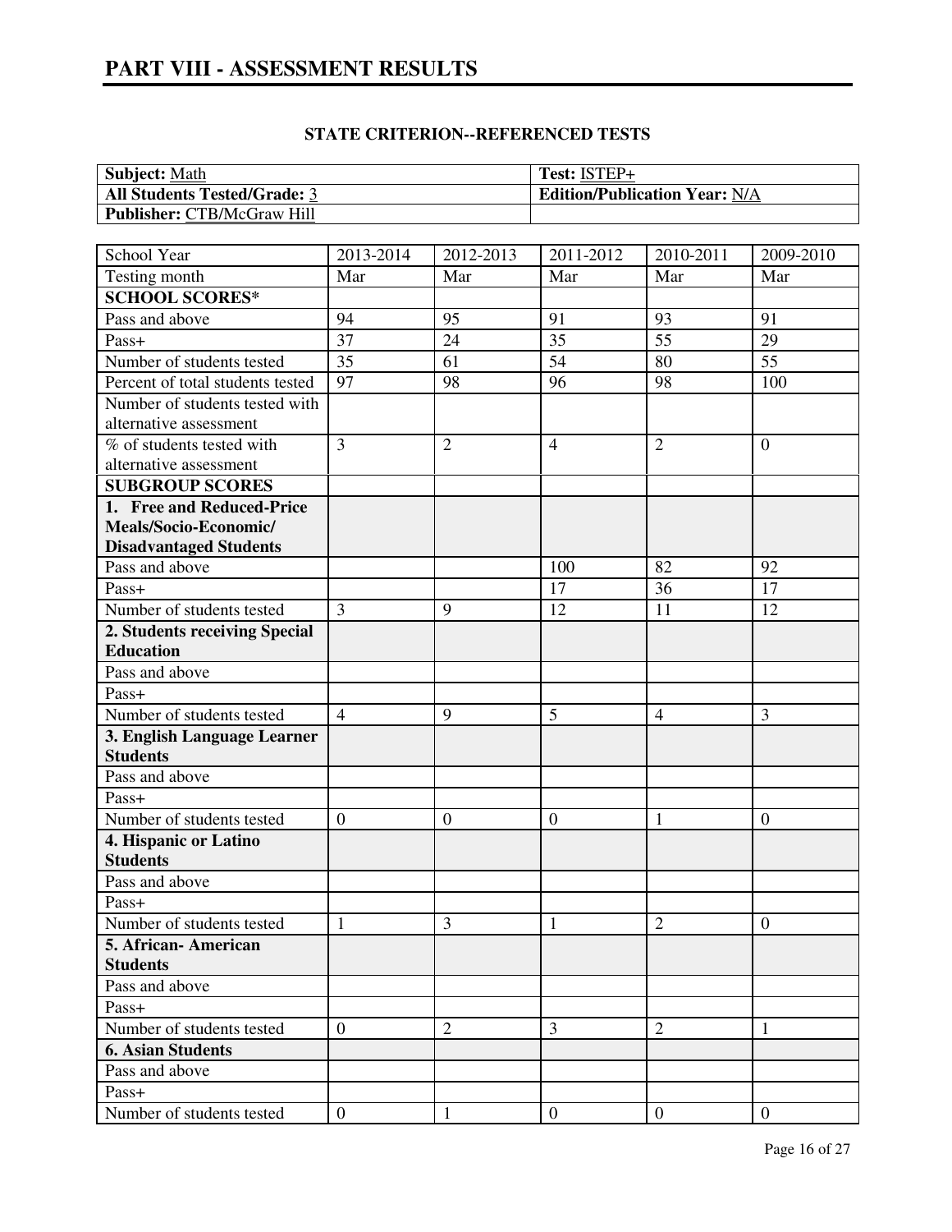# PART VIII - ASSESSMENT RESULTS

## STATE CRITERION--REFERENCED TESTS

| **Subject:** Math | **Test:** ISTEP+ |
|---|---|
| **All Students Tested/Grade:** 3 | **Edition/Publication Year:** N/A |
| **Publisher:** CTB/McGraw Hill | |

| School Year | 2013-2014 | 2012-2013 | 2011-2012 | 2010-2011 | 2009-2010 |
|---|---|---|---|---|---|
| Testing month | Mar | Mar | Mar | Mar | Mar |
| **SCHOOL SCORES*** | | | | | |
| Pass and above | 94 | 95 | 91 | 93 | 91 |
| Pass+ | 37 | 24 | 35 | 55 | 29 |
| Number of students tested | 35 | 61 | 54 | 80 | 55 |
| Percent of total students tested | 97 | 98 | 96 | 98 | 100 |
| Number of students tested with alternative assessment | | | | | |
| % of students tested with alternative assessment | 3 | 2 | 4 | 2 | 0 |
| **SUBGROUP SCORES** | | | | | |
| **1. Free and Reduced-Price Meals/Socio-Economic/ Disadvantaged Students** | | | | | |
| Pass and above | | | 100 | 82 | 92 |
| Pass+ | | | 17 | 36 | 17 |
| Number of students tested | 3 | 9 | 12 | 11 | 12 |
| **2. Students receiving Special Education** | | | | | |
| Pass and above | | | | | |
| Pass+ | | | | | |
| Number of students tested | 4 | 9 | 5 | 4 | 3 |
| **3. English Language Learner Students** | | | | | |
| Pass and above | | | | | |
| Pass+ | | | | | |
| Number of students tested | 0 | 0 | 0 | 1 | 0 |
| **4. Hispanic or Latino Students** | | | | | |
| Pass and above | | | | | |
| Pass+ | | | | | |
| Number of students tested | 1 | 3 | 1 | 2 | 0 |
| **5. African- American Students** | | | | | |
| Pass and above | | | | | |
| Pass+ | | | | | |
| Number of students tested | 0 | 2 | 3 | 2 | 1 |
| **6. Asian Students** | | | | | |
| Pass and above | | | | | |
| Pass+ | | | | | |
| Number of students tested | 0 | 1 | 0 | 0 | 0 |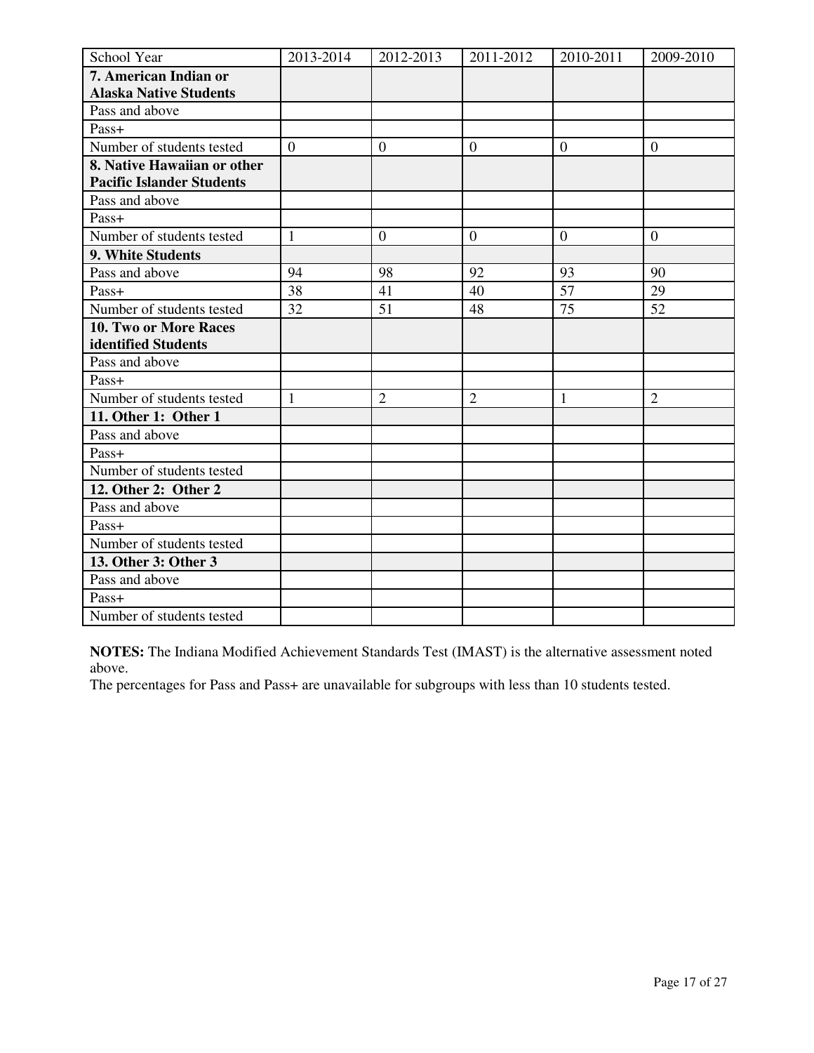| School Year | 2013-2014 | 2012-2013 | 2011-2012 | 2010-2011 | 2009-2010 |
|---|---|---|---|---|---|
| **7. American Indian or Alaska Native Students** | | | | | |
| Pass and above | | | | | |
| Pass+ | | | | | |
| Number of students tested | 0 | 0 | 0 | 0 | 0 |
| **8. Native Hawaiian or other Pacific Islander Students** | | | | | |
| Pass and above | | | | | |
| Pass+ | | | | | |
| Number of students tested | 1 | 0 | 0 | 0 | 0 |
| **9. White Students** | | | | | |
| Pass and above | 94 | 98 | 92 | 93 | 90 |
| Pass+ | 38 | 41 | 40 | 57 | 29 |
| Number of students tested | 32 | 51 | 48 | 75 | 52 |
| **10. Two or More Races identified Students** | | | | | |
| Pass and above | | | | | |
| Pass+ | | | | | |
| Number of students tested | 1 | 2 | 2 | 1 | 2 |
| **11. Other 1: Other 1** | | | | | |
| Pass and above | | | | | |
| Pass+ | | | | | |
| Number of students tested | | | | | |
| **12. Other 2: Other 2** | | | | | |
| Pass and above | | | | | |
| Pass+ | | | | | |
| Number of students tested | | | | | |
| **13. Other 3: Other 3** | | | | | |
| Pass and above | | | | | |
| Pass+ | | | | | |
| Number of students tested | | | | | |

**NOTES:** The Indiana Modified Achievement Standards Test (IMAST) is the alternative assessment noted above.
The percentages for Pass and Pass+ are unavailable for subgroups with less than 10 students tested.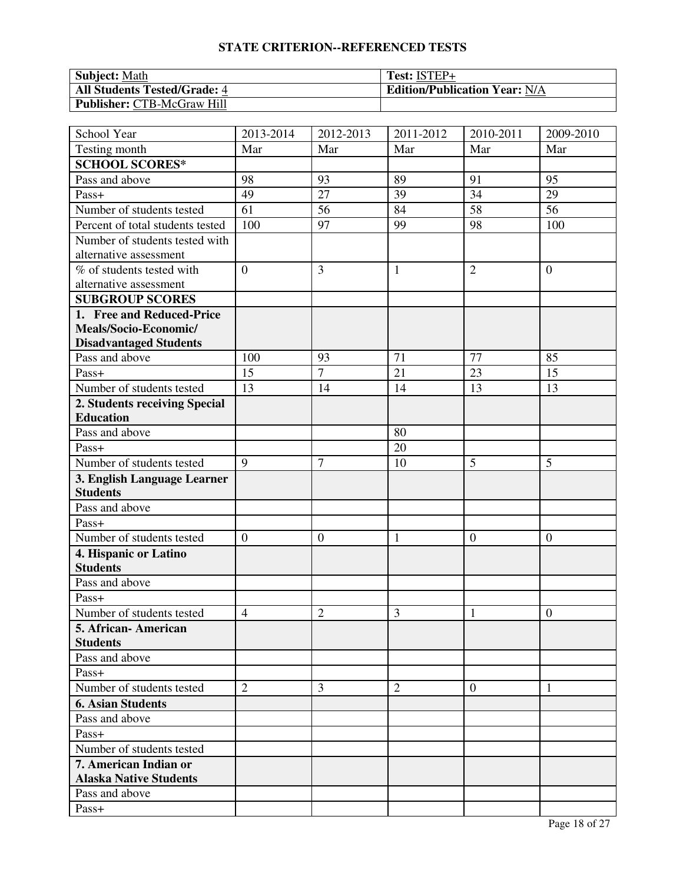## STATE CRITERION--REFERENCED TESTS

| **Subject:** Math | **Test:** ISTEP+ |
|---|---|
| **All Students Tested/Grade:** 4 | **Edition/Publication Year:** N/A |
| **Publisher:** CTB-McGraw Hill | |

| School Year | 2013-2014 | 2012-2013 | 2011-2012 | 2010-2011 | 2009-2010 |
|---|---|---|---|---|---|
| Testing month | Mar | Mar | Mar | Mar | Mar |
| **SCHOOL SCORES*** | | | | | |
| Pass and above | 98 | 93 | 89 | 91 | 95 |
| Pass+ | 49 | 27 | 39 | 34 | 29 |
| Number of students tested | 61 | 56 | 84 | 58 | 56 |
| Percent of total students tested | 100 | 97 | 99 | 98 | 100 |
| Number of students tested with alternative assessment | | | | | |
| % of students tested with alternative assessment | 0 | 3 | 1 | 2 | 0 |
| **SUBGROUP SCORES** | | | | | |
| **1. Free and Reduced-Price Meals/Socio-Economic/ Disadvantaged Students** | | | | | |
| Pass and above | 100 | 93 | 71 | 77 | 85 |
| Pass+ | 15 | 7 | 21 | 23 | 15 |
| Number of students tested | 13 | 14 | 14 | 13 | 13 |
| **2. Students receiving Special Education** | | | | | |
| Pass and above | | | 80 | | |
| Pass+ | | | 20 | | |
| Number of students tested | 9 | 7 | 10 | 5 | 5 |
| **3. English Language Learner Students** | | | | | |
| Pass and above | | | | | |
| Pass+ | | | | | |
| Number of students tested | 0 | 0 | 1 | 0 | 0 |
| **4. Hispanic or Latino Students** | | | | | |
| Pass and above | | | | | |
| Pass+ | | | | | |
| Number of students tested | 4 | 2 | 3 | 1 | 0 |
| **5. African- American Students** | | | | | |
| Pass and above | | | | | |
| Pass+ | | | | | |
| Number of students tested | 2 | 3 | 2 | 0 | 1 |
| **6. Asian Students** | | | | | |
| Pass and above | | | | | |
| Pass+ | | | | | |
| Number of students tested | | | | | |
| **7. American Indian or Alaska Native Students** | | | | | |
| Pass and above | | | | | |
| Pass+ | | | | | |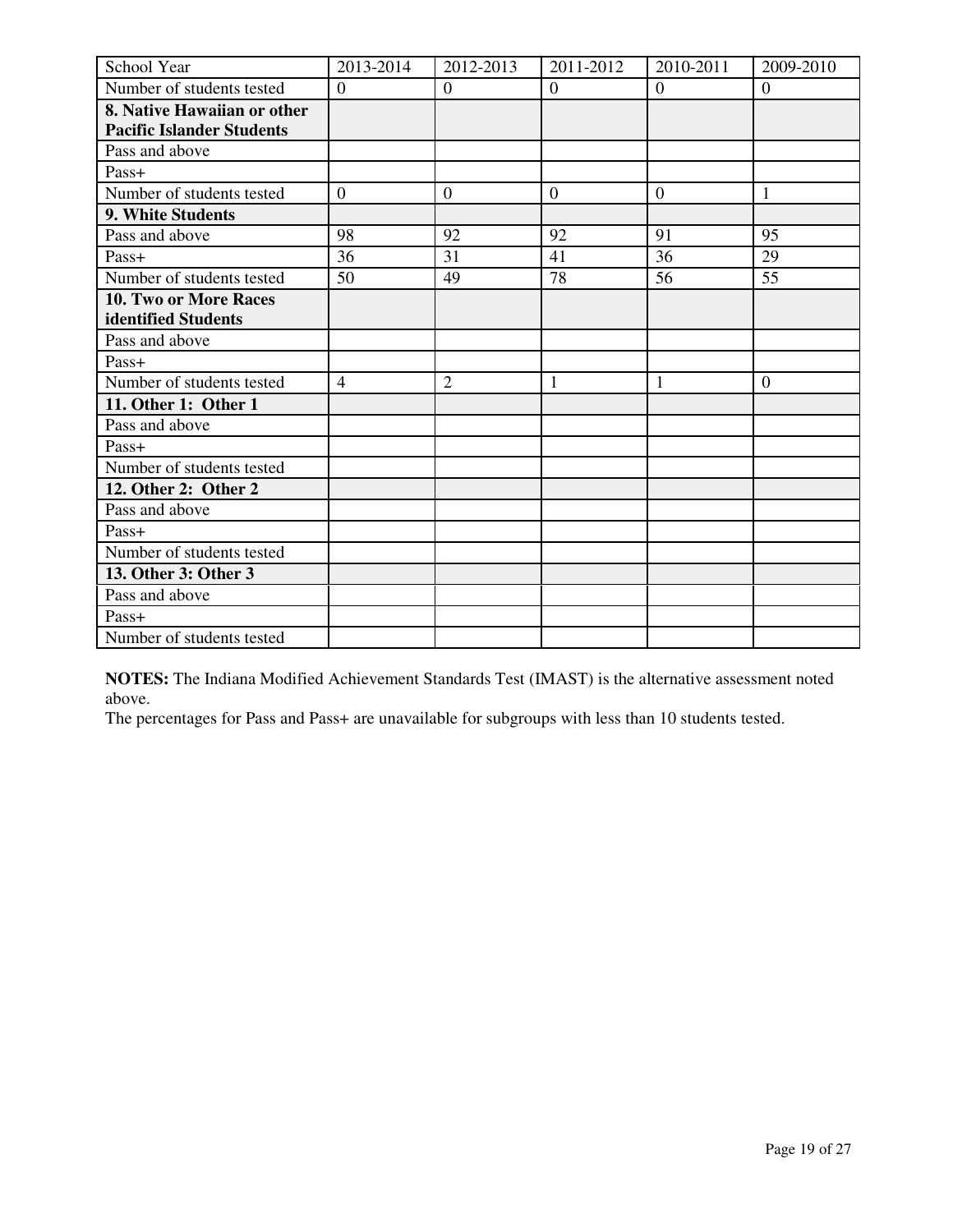| School Year | 2013-2014 | 2012-2013 | 2011-2012 | 2010-2011 | 2009-2010 |
|---|---|---|---|---|---|
| Number of students tested | 0 | 0 | 0 | 0 | 0 |
| **8. Native Hawaiian or other Pacific Islander Students** | | | | | |
| Pass and above | | | | | |
| Pass+ | | | | | |
| Number of students tested | 0 | 0 | 0 | 0 | 1 |
| **9. White Students** | | | | | |
| Pass and above | 98 | 92 | 92 | 91 | 95 |
| Pass+ | 36 | 31 | 41 | 36 | 29 |
| Number of students tested | 50 | 49 | 78 | 56 | 55 |
| **10. Two or More Races identified Students** | | | | | |
| Pass and above | | | | | |
| Pass+ | | | | | |
| Number of students tested | 4 | 2 | 1 | 1 | 0 |
| **11. Other 1: Other 1** | | | | | |
| Pass and above | | | | | |
| Pass+ | | | | | |
| Number of students tested | | | | | |
| **12. Other 2: Other 2** | | | | | |
| Pass and above | | | | | |
| Pass+ | | | | | |
| Number of students tested | | | | | |
| **13. Other 3: Other 3** | | | | | |
| Pass and above | | | | | |
| Pass+ | | | | | |
| Number of students tested | | | | | |

**NOTES:** The Indiana Modified Achievement Standards Test (IMAST) is the alternative assessment noted above.
The percentages for Pass and Pass+ are unavailable for subgroups with less than 10 students tested.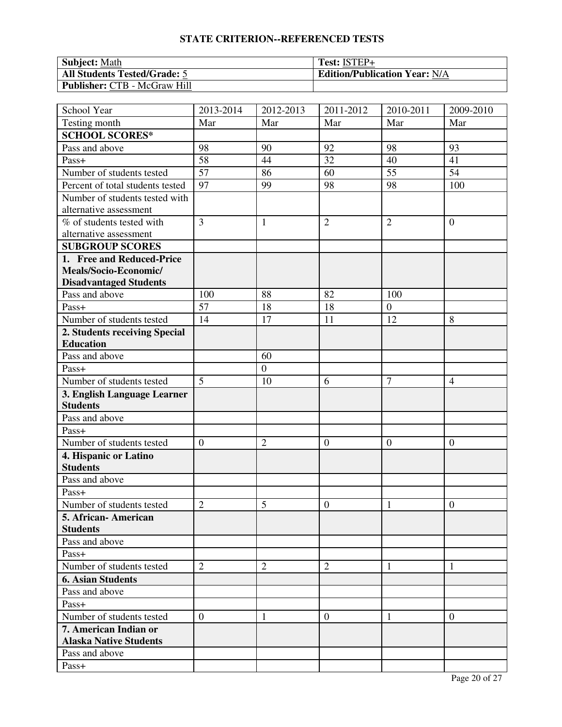## STATE CRITERION--REFERENCED TESTS

| **Subject:** Math | **Test:** ISTEP+ |
|---|---|
| **All Students Tested/Grade:** 5 | **Edition/Publication Year:** N/A |
| **Publisher:** CTB - McGraw Hill | |

| School Year | 2013-2014 | 2012-2013 | 2011-2012 | 2010-2011 | 2009-2010 |
|---|---|---|---|---|---|
| Testing month | Mar | Mar | Mar | Mar | Mar |
| **SCHOOL SCORES*** | | | | | |
| Pass and above | 98 | 90 | 92 | 98 | 93 |
| Pass+ | 58 | 44 | 32 | 40 | 41 |
| Number of students tested | 57 | 86 | 60 | 55 | 54 |
| Percent of total students tested | 97 | 99 | 98 | 98 | 100 |
| Number of students tested with alternative assessment | | | | | |
| % of students tested with alternative assessment | 3 | 1 | 2 | 2 | 0 |
| **SUBGROUP SCORES** | | | | | |
| **1. Free and Reduced-Price Meals/Socio-Economic/ Disadvantaged Students** | | | | | |
| Pass and above | 100 | 88 | 82 | 100 | |
| Pass+ | 57 | 18 | 18 | 0 | |
| Number of students tested | 14 | 17 | 11 | 12 | 8 |
| **2. Students receiving Special Education** | | | | | |
| Pass and above | | 60 | | | |
| Pass+ | | 0 | | | |
| Number of students tested | 5 | 10 | 6 | 7 | 4 |
| **3. English Language Learner Students** | | | | | |
| Pass and above | | | | | |
| Pass+ | | | | | |
| Number of students tested | 0 | 2 | 0 | 0 | 0 |
| **4. Hispanic or Latino Students** | | | | | |
| Pass and above | | | | | |
| Pass+ | | | | | |
| Number of students tested | 2 | 5 | 0 | 1 | 0 |
| **5. African- American Students** | | | | | |
| Pass and above | | | | | |
| Pass+ | | | | | |
| Number of students tested | 2 | 2 | 2 | 1 | 1 |
| **6. Asian Students** | | | | | |
| Pass and above | | | | | |
| Pass+ | | | | | |
| Number of students tested | 0 | 1 | 0 | 1 | 0 |
| **7. American Indian or Alaska Native Students** | | | | | |
| Pass and above | | | | | |
| Pass+ | | | | | |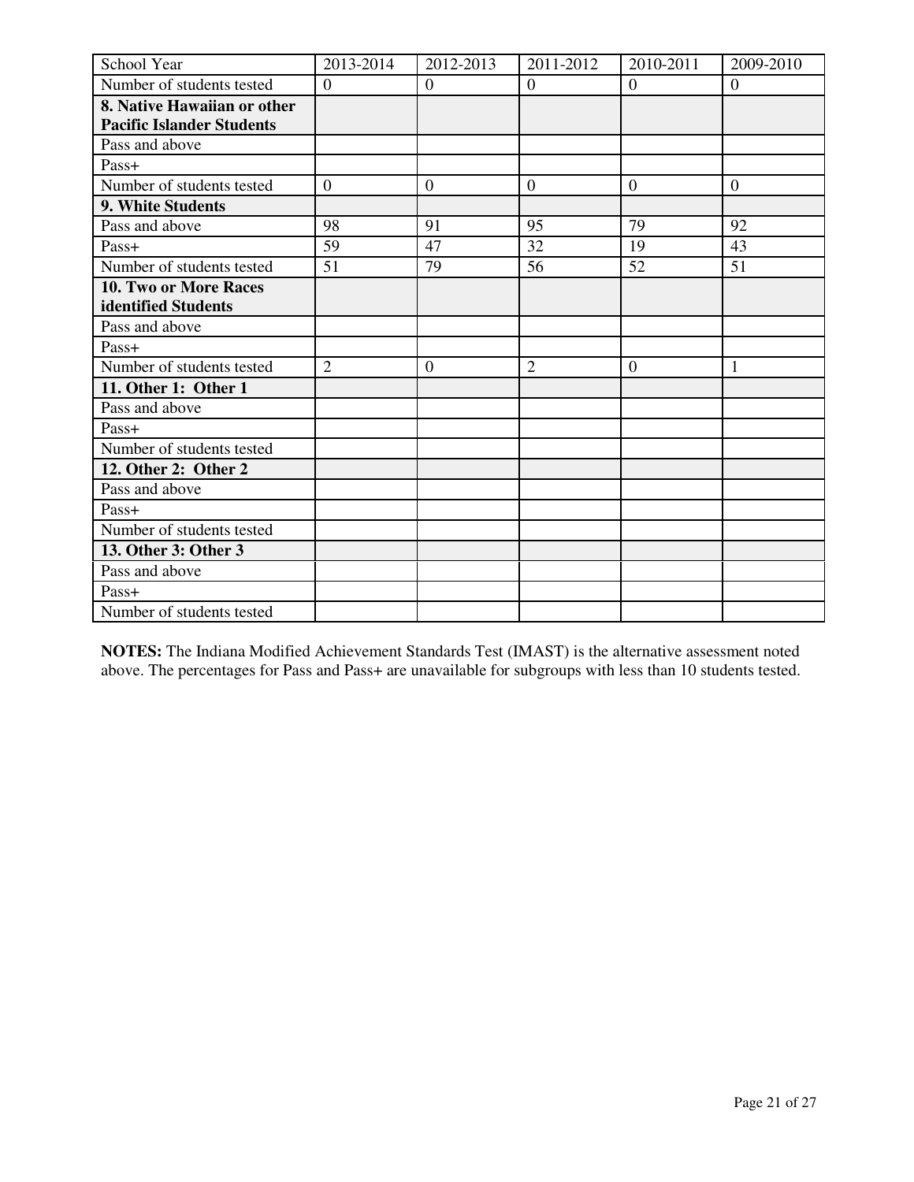| School Year | 2013-2014 | 2012-2013 | 2011-2012 | 2010-2011 | 2009-2010 |
|---|---|---|---|---|---|
| Number of students tested | 0 | 0 | 0 | 0 | 0 |
| **8. Native Hawaiian or other Pacific Islander Students** | | | | | |
| Pass and above | | | | | |
| Pass+ | | | | | |
| Number of students tested | 0 | 0 | 0 | 0 | 0 |
| **9. White Students** | | | | | |
| Pass and above | 98 | 91 | 95 | 79 | 92 |
| Pass+ | 59 | 47 | 32 | 19 | 43 |
| Number of students tested | 51 | 79 | 56 | 52 | 51 |
| **10. Two or More Races identified Students** | | | | | |
| Pass and above | | | | | |
| Pass+ | | | | | |
| Number of students tested | 2 | 0 | 2 | 0 | 1 |
| **11. Other 1: Other 1** | | | | | |
| Pass and above | | | | | |
| Pass+ | | | | | |
| Number of students tested | | | | | |
| **12. Other 2: Other 2** | | | | | |
| Pass and above | | | | | |
| Pass+ | | | | | |
| Number of students tested | | | | | |
| **13. Other 3: Other 3** | | | | | |
| Pass and above | | | | | |
| Pass+ | | | | | |
| Number of students tested | | | | | |

**NOTES:** The Indiana Modified Achievement Standards Test (IMAST) is the alternative assessment noted above. The percentages for Pass and Pass+ are unavailable for subgroups with less than 10 students tested.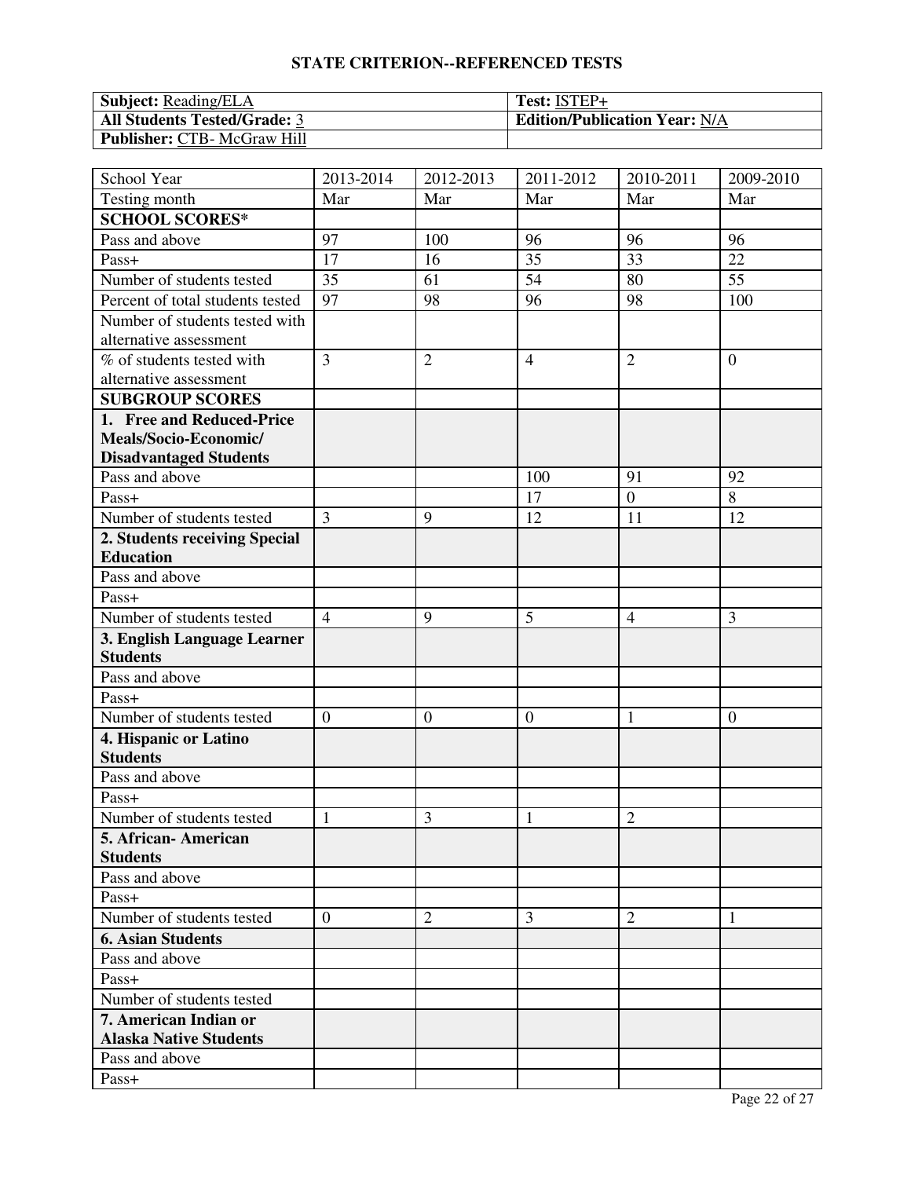## STATE CRITERION--REFERENCED TESTS

| **Subject:** Reading/ELA | **Test:** ISTEP+ |
|---|---|
| **All Students Tested/Grade:** 3 | **Edition/Publication Year:** N/A |
| **Publisher:** CTB- McGraw Hill | |

| School Year | 2013-2014 | 2012-2013 | 2011-2012 | 2010-2011 | 2009-2010 |
|---|---|---|---|---|---|
| Testing month | Mar | Mar | Mar | Mar | Mar |
| **SCHOOL SCORES*** | | | | | |
| Pass and above | 97 | 100 | 96 | 96 | 96 |
| Pass+ | 17 | 16 | 35 | 33 | 22 |
| Number of students tested | 35 | 61 | 54 | 80 | 55 |
| Percent of total students tested | 97 | 98 | 96 | 98 | 100 |
| Number of students tested with alternative assessment | | | | | |
| % of students tested with alternative assessment | 3 | 2 | 4 | 2 | 0 |
| **SUBGROUP SCORES** | | | | | |
| **1. Free and Reduced-Price Meals/Socio-Economic/ Disadvantaged Students** | | | | | |
| Pass and above | | | 100 | 91 | 92 |
| Pass+ | | | 17 | 0 | 8 |
| Number of students tested | 3 | 9 | 12 | 11 | 12 |
| **2. Students receiving Special Education** | | | | | |
| Pass and above | | | | | |
| Pass+ | | | | | |
| Number of students tested | 4 | 9 | 5 | 4 | 3 |
| **3. English Language Learner Students** | | | | | |
| Pass and above | | | | | |
| Pass+ | | | | | |
| Number of students tested | 0 | 0 | 0 | 1 | 0 |
| **4. Hispanic or Latino Students** | | | | | |
| Pass and above | | | | | |
| Pass+ | | | | | |
| Number of students tested | 1 | 3 | 1 | 2 | |
| **5. African- American Students** | | | | | |
| Pass and above | | | | | |
| Pass+ | | | | | |
| Number of students tested | 0 | 2 | 3 | 2 | 1 |
| **6. Asian Students** | | | | | |
| Pass and above | | | | | |
| Pass+ | | | | | |
| Number of students tested | | | | | |
| **7. American Indian or Alaska Native Students** | | | | | |
| Pass and above | | | | | |
| Pass+ | | | | | |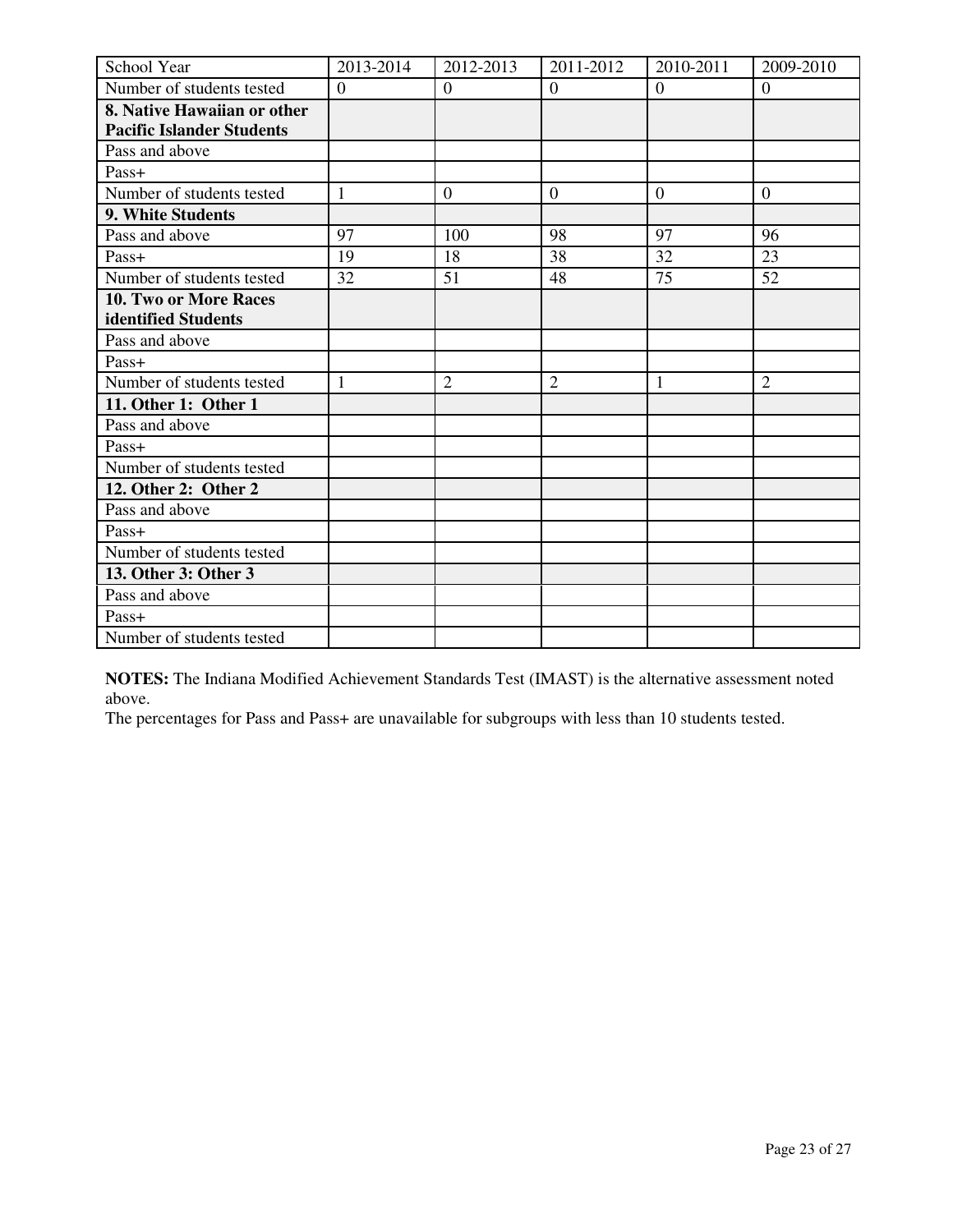| School Year | 2013-2014 | 2012-2013 | 2011-2012 | 2010-2011 | 2009-2010 |
|---|---|---|---|---|---|
| Number of students tested | 0 | 0 | 0 | 0 | 0 |
| **8. Native Hawaiian or other Pacific Islander Students** | | | | | |
| Pass and above | | | | | |
| Pass+ | | | | | |
| Number of students tested | 1 | 0 | 0 | 0 | 0 |
| **9. White Students** | | | | | |
| Pass and above | 97 | 100 | 98 | 97 | 96 |
| Pass+ | 19 | 18 | 38 | 32 | 23 |
| Number of students tested | 32 | 51 | 48 | 75 | 52 |
| **10. Two or More Races identified Students** | | | | | |
| Pass and above | | | | | |
| Pass+ | | | | | |
| Number of students tested | 1 | 2 | 2 | 1 | 2 |
| **11. Other 1: Other 1** | | | | | |
| Pass and above | | | | | |
| Pass+ | | | | | |
| Number of students tested | | | | | |
| **12. Other 2: Other 2** | | | | | |
| Pass and above | | | | | |
| Pass+ | | | | | |
| Number of students tested | | | | | |
| **13. Other 3: Other 3** | | | | | |
| Pass and above | | | | | |
| Pass+ | | | | | |
| Number of students tested | | | | | |

**NOTES:** The Indiana Modified Achievement Standards Test (IMAST) is the alternative assessment noted above.
The percentages for Pass and Pass+ are unavailable for subgroups with less than 10 students tested.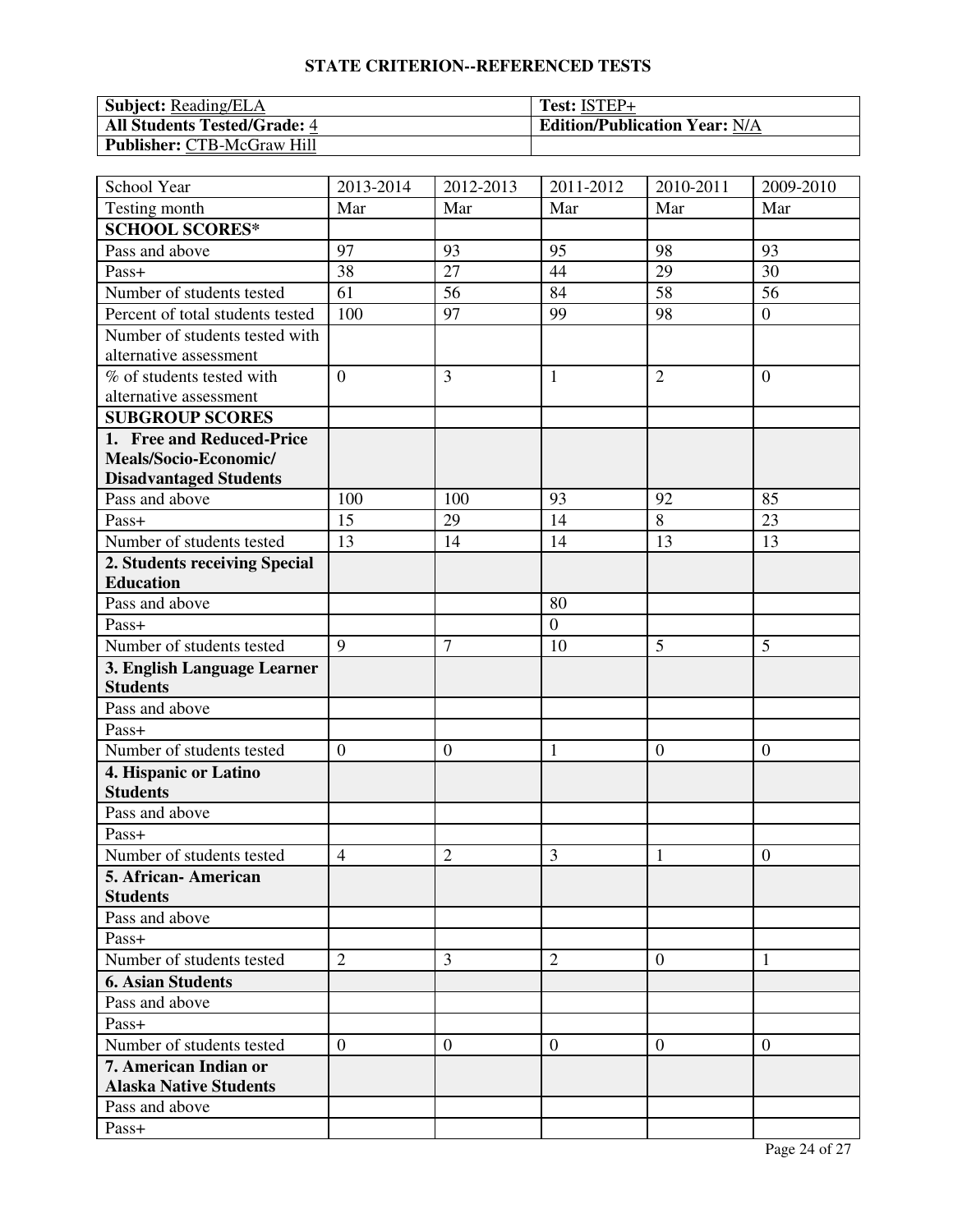## STATE CRITERION--REFERENCED TESTS

| **Subject:** Reading/ELA | **Test:** ISTEP+ |
|---|---|
| **All Students Tested/Grade:** 4 | **Edition/Publication Year:** N/A |
| **Publisher:** CTB-McGraw Hill | |

| School Year | 2013-2014 | 2012-2013 | 2011-2012 | 2010-2011 | 2009-2010 |
|---|---|---|---|---|---|
| Testing month | Mar | Mar | Mar | Mar | Mar |
| **SCHOOL SCORES*** | | | | | |
| Pass and above | 97 | 93 | 95 | 98 | 93 |
| Pass+ | 38 | 27 | 44 | 29 | 30 |
| Number of students tested | 61 | 56 | 84 | 58 | 56 |
| Percent of total students tested | 100 | 97 | 99 | 98 | 0 |
| Number of students tested with alternative assessment | | | | | |
| % of students tested with alternative assessment | 0 | 3 | 1 | 2 | 0 |
| **SUBGROUP SCORES** | | | | | |
| **1. Free and Reduced-Price Meals/Socio-Economic/ Disadvantaged Students** | | | | | |
| Pass and above | 100 | 100 | 93 | 92 | 85 |
| Pass+ | 15 | 29 | 14 | 8 | 23 |
| Number of students tested | 13 | 14 | 14 | 13 | 13 |
| **2. Students receiving Special Education** | | | | | |
| Pass and above | | | 80 | | |
| Pass+ | | | 0 | | |
| Number of students tested | 9 | 7 | 10 | 5 | 5 |
| **3. English Language Learner Students** | | | | | |
| Pass and above | | | | | |
| Pass+ | | | | | |
| Number of students tested | 0 | 0 | 1 | 0 | 0 |
| **4. Hispanic or Latino Students** | | | | | |
| Pass and above | | | | | |
| Pass+ | | | | | |
| Number of students tested | 4 | 2 | 3 | 1 | 0 |
| **5. African- American Students** | | | | | |
| Pass and above | | | | | |
| Pass+ | | | | | |
| Number of students tested | 2 | 3 | 2 | 0 | 1 |
| **6. Asian Students** | | | | | |
| Pass and above | | | | | |
| Pass+ | | | | | |
| Number of students tested | 0 | 0 | 0 | 0 | 0 |
| **7. American Indian or Alaska Native Students** | | | | | |
| Pass and above | | | | | |
| Pass+ | | | | | |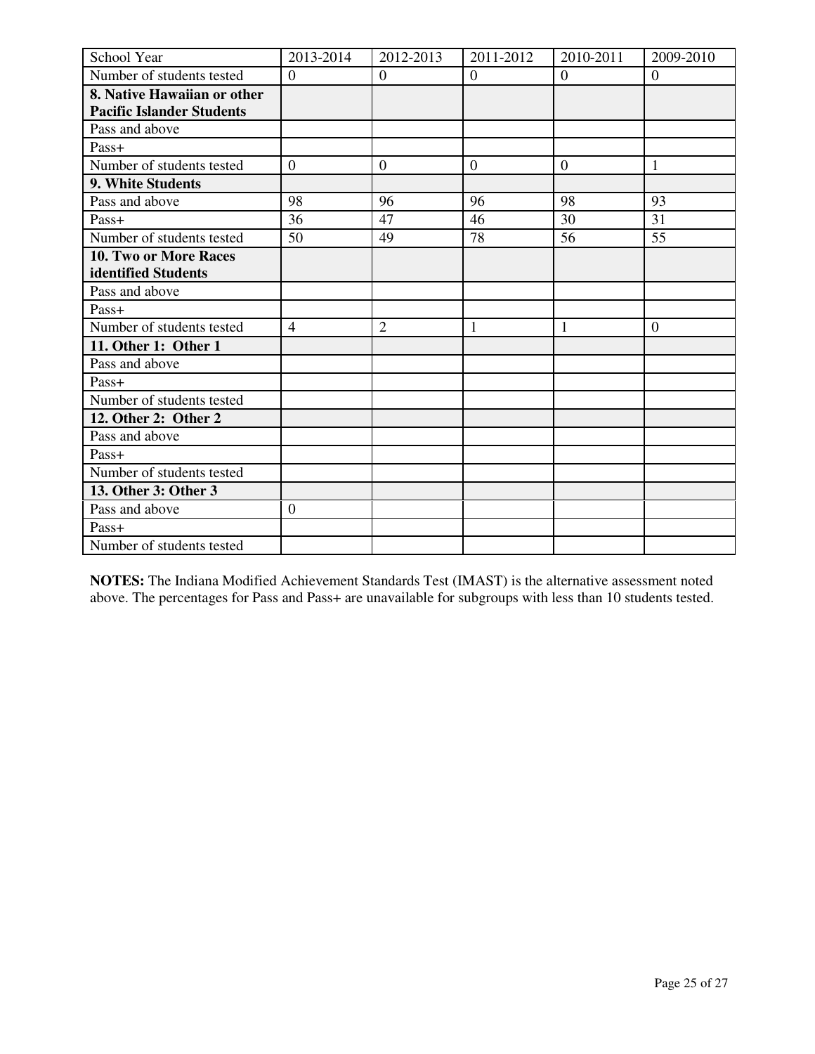| School Year | 2013-2014 | 2012-2013 | 2011-2012 | 2010-2011 | 2009-2010 |
|---|---|---|---|---|---|
| Number of students tested | 0 | 0 | 0 | 0 | 0 |
| **8. Native Hawaiian or other Pacific Islander Students** | | | | | |
| Pass and above | | | | | |
| Pass+ | | | | | |
| Number of students tested | 0 | 0 | 0 | 0 | 1 |
| **9. White Students** | | | | | |
| Pass and above | 98 | 96 | 96 | 98 | 93 |
| Pass+ | 36 | 47 | 46 | 30 | 31 |
| Number of students tested | 50 | 49 | 78 | 56 | 55 |
| **10. Two or More Races identified Students** | | | | | |
| Pass and above | | | | | |
| Pass+ | | | | | |
| Number of students tested | 4 | 2 | 1 | 1 | 0 |
| **11. Other 1: Other 1** | | | | | |
| Pass and above | | | | | |
| Pass+ | | | | | |
| Number of students tested | | | | | |
| **12. Other 2: Other 2** | | | | | |
| Pass and above | | | | | |
| Pass+ | | | | | |
| Number of students tested | | | | | |
| **13. Other 3: Other 3** | | | | | |
| Pass and above | 0 | | | | |
| Pass+ | | | | | |
| Number of students tested | | | | | |

**NOTES:** The Indiana Modified Achievement Standards Test (IMAST) is the alternative assessment noted above. The percentages for Pass and Pass+ are unavailable for subgroups with less than 10 students tested.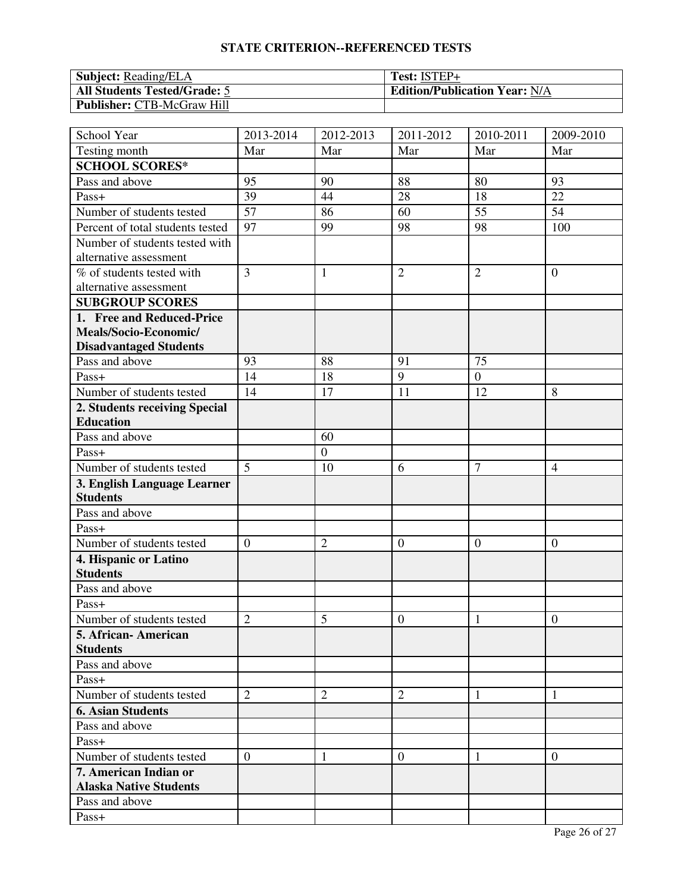# STATE CRITERION--REFERENCED TESTS

| **Subject:** Reading/ELA | **Test:** ISTEP+ |
|---|---|
| **All Students Tested/Grade:** 5 | **Edition/Publication Year:** N/A |
| **Publisher:** CTB-McGraw Hill | |

| School Year | 2013-2014 | 2012-2013 | 2011-2012 | 2010-2011 | 2009-2010 |
|---|---|---|---|---|---|
| Testing month | Mar | Mar | Mar | Mar | Mar |
| **SCHOOL SCORES*** | | | | | |
| Pass and above | 95 | 90 | 88 | 80 | 93 |
| Pass+ | 39 | 44 | 28 | 18 | 22 |
| Number of students tested | 57 | 86 | 60 | 55 | 54 |
| Percent of total students tested | 97 | 99 | 98 | 98 | 100 |
| Number of students tested with alternative assessment | | | | | |
| % of students tested with alternative assessment | 3 | 1 | 2 | 2 | 0 |
| **SUBGROUP SCORES** | | | | | |
| **1. Free and Reduced-Price Meals/Socio-Economic/ Disadvantaged Students** | | | | | |
| Pass and above | 93 | 88 | 91 | 75 | |
| Pass+ | 14 | 18 | 9 | 0 | |
| Number of students tested | 14 | 17 | 11 | 12 | 8 |
| **2. Students receiving Special Education** | | | | | |
| Pass and above | | 60 | | | |
| Pass+ | | 0 | | | |
| Number of students tested | 5 | 10 | 6 | 7 | 4 |
| **3. English Language Learner Students** | | | | | |
| Pass and above | | | | | |
| Pass+ | | | | | |
| Number of students tested | 0 | 2 | 0 | 0 | 0 |
| **4. Hispanic or Latino Students** | | | | | |
| Pass and above | | | | | |
| Pass+ | | | | | |
| Number of students tested | 2 | 5 | 0 | 1 | 0 |
| **5. African- American Students** | | | | | |
| Pass and above | | | | | |
| Pass+ | | | | | |
| Number of students tested | 2 | 2 | 2 | 1 | 1 |
| **6. Asian Students** | | | | | |
| Pass and above | | | | | |
| Pass+ | | | | | |
| Number of students tested | 0 | 1 | 0 | 1 | 0 |
| **7. American Indian or Alaska Native Students** | | | | | |
| Pass and above | | | | | |
| Pass+ | | | | | |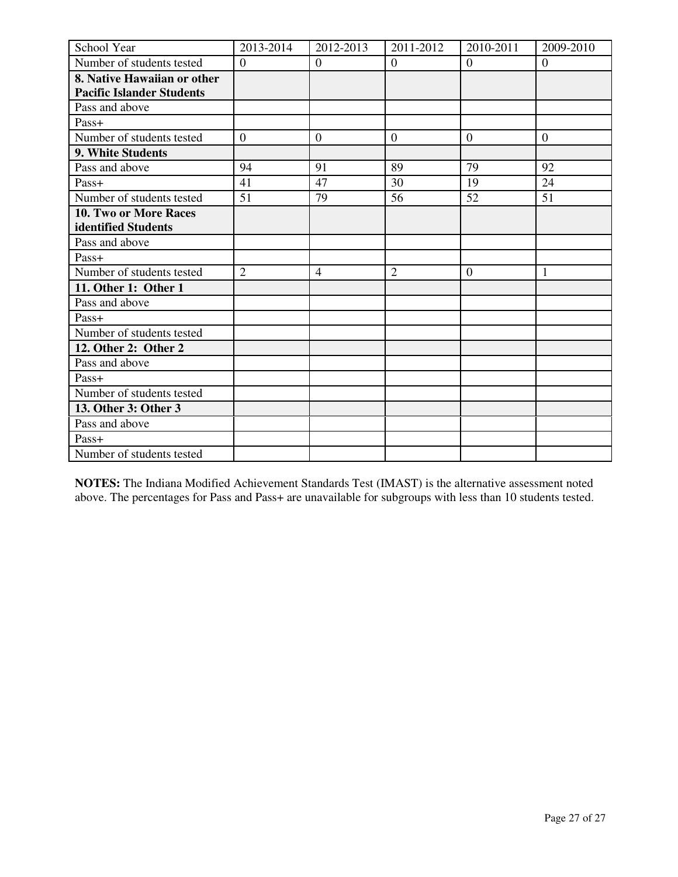| School Year | 2013-2014 | 2012-2013 | 2011-2012 | 2010-2011 | 2009-2010 |
|---|---|---|---|---|---|
| Number of students tested | 0 | 0 | 0 | 0 | 0 |
| **8. Native Hawaiian or other Pacific Islander Students** | | | | | |
| Pass and above | | | | | |
| Pass+ | | | | | |
| Number of students tested | 0 | 0 | 0 | 0 | 0 |
| **9. White Students** | | | | | |
| Pass and above | 94 | 91 | 89 | 79 | 92 |
| Pass+ | 41 | 47 | 30 | 19 | 24 |
| Number of students tested | 51 | 79 | 56 | 52 | 51 |
| **10. Two or More Races identified Students** | | | | | |
| Pass and above | | | | | |
| Pass+ | | | | | |
| Number of students tested | 2 | 4 | 2 | 0 | 1 |
| **11. Other 1: Other 1** | | | | | |
| Pass and above | | | | | |
| Pass+ | | | | | |
| Number of students tested | | | | | |
| **12. Other 2: Other 2** | | | | | |
| Pass and above | | | | | |
| Pass+ | | | | | |
| Number of students tested | | | | | |
| **13. Other 3: Other 3** | | | | | |
| Pass and above | | | | | |
| Pass+ | | | | | |
| Number of students tested | | | | | |

**NOTES:** The Indiana Modified Achievement Standards Test (IMAST) is the alternative assessment noted above. The percentages for Pass and Pass+ are unavailable for subgroups with less than 10 students tested.